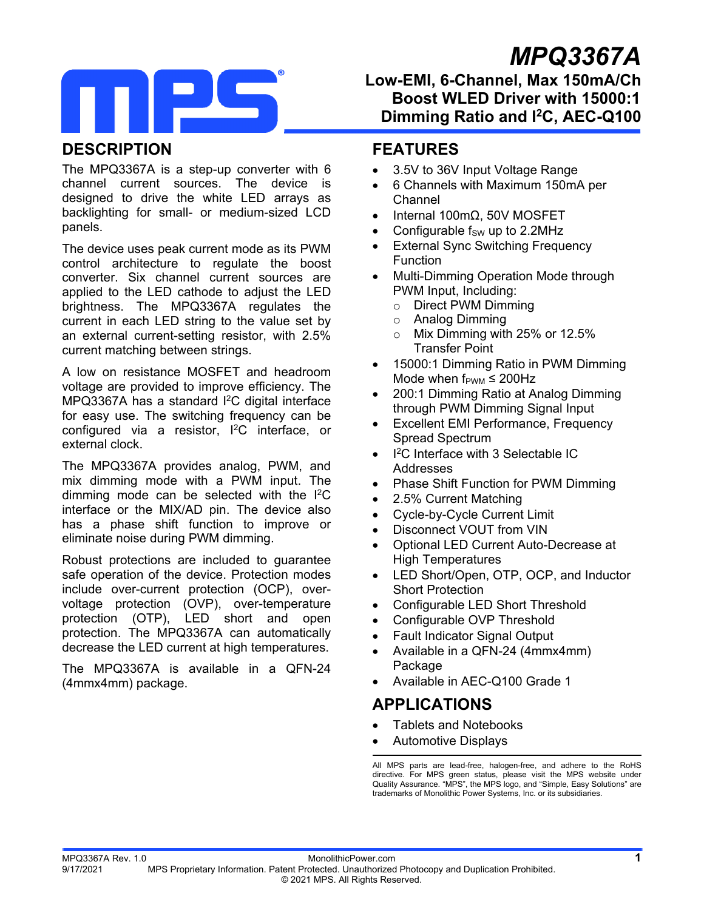# MPQ3367A

## Low-EMI, 6-Channel, Max 150mA/Ch Boost WLED Driver with 15000:1 Dimming Ratio and I²C, AEC-Q100

## DESCRIPTION

The MPQ3367A is a step-up converter with 6 channel current sources. The device is designed to drive the white LED arrays as backlighting for small- or medium-sized LCD panels.

The device uses peak current mode as its PWM control architecture to regulate the boost converter. Six channel current sources are applied to the LED cathode to adjust the LED brightness. The MPQ3367A regulates the current in each LED string to the value set by an external current-setting resistor, with 2.5% current matching between strings.

A low on resistance MOSFET and headroom voltage are provided to improve efficiency. The MPQ3367A has a standard I²C digital interface for easy use. The switching frequency can be configured via a resistor, I²C interface, or external clock.

The MPQ3367A provides analog, PWM, and mix dimming mode with a PWM input. The dimming mode can be selected with the I²C interface or the MIX/AD pin. The device also has a phase shift function to improve or eliminate noise during PWM dimming.

Robust protections are included to guarantee safe operation of the device. Protection modes include over-current protection (OCP), over-voltage protection (OVP), over-temperature protection (OTP), LED short and open protection. The MPQ3367A can automatically decrease the LED current at high temperatures.

The MPQ3367A is available in a QFN-24 (4mmx4mm) package.

## FEATURES

- 3.5V to 36V Input Voltage Range
- 6 Channels with Maximum 150mA per Channel
- Internal 100mΩ, 50V MOSFET
- Configurable $f_{SW}$ up to 2.2MHz
- External Sync Switching Frequency Function
- Multi-Dimming Operation Mode through PWM Input, Including:
  - Direct PWM Dimming
  - Analog Dimming
  - Mix Dimming with 25% or 12.5% Transfer Point
- 15000:1 Dimming Ratio in PWM Dimming Mode when $f_{PWM} \leq 200Hz$
- 200:1 Dimming Ratio at Analog Dimming through PWM Dimming Signal Input
- Excellent EMI Performance, Frequency Spread Spectrum
- I²C Interface with 3 Selectable IC Addresses
- Phase Shift Function for PWM Dimming
- 2.5% Current Matching
- Cycle-by-Cycle Current Limit
- Disconnect VOUT from VIN
- Optional LED Current Auto-Decrease at High Temperatures
- LED Short/Open, OTP, OCP, and Inductor Short Protection
- Configurable LED Short Threshold
- Configurable OVP Threshold
- Fault Indicator Signal Output
- Available in a QFN-24 (4mmx4mm) Package
- Available in AEC-Q100 Grade 1

## APPLICATIONS

- Tablets and Notebooks
- Automotive Displays

All MPS parts are lead-free, halogen-free, and adhere to the RoHS directive. For MPS green status, please visit the MPS website under Quality Assurance. "MPS", the MPS logo, and "Simple, Easy Solutions" are trademarks of Monolithic Power Systems, Inc. or its subsidiaries.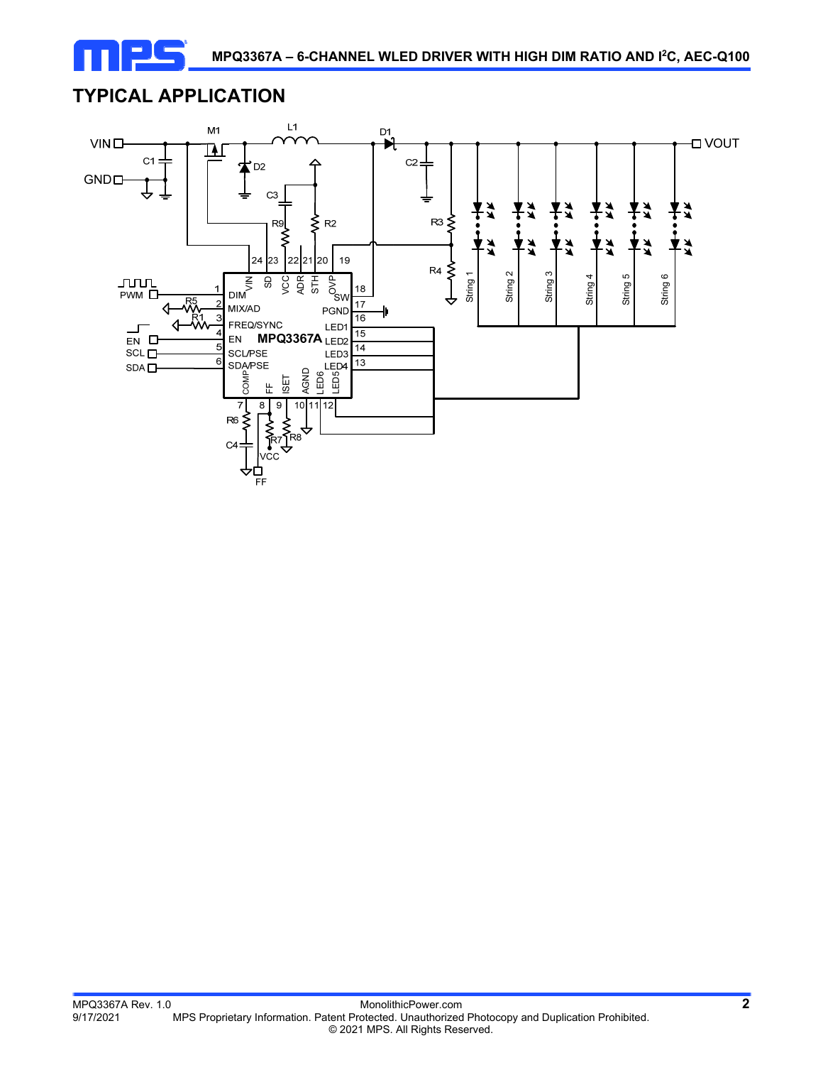## TYPICAL APPLICATION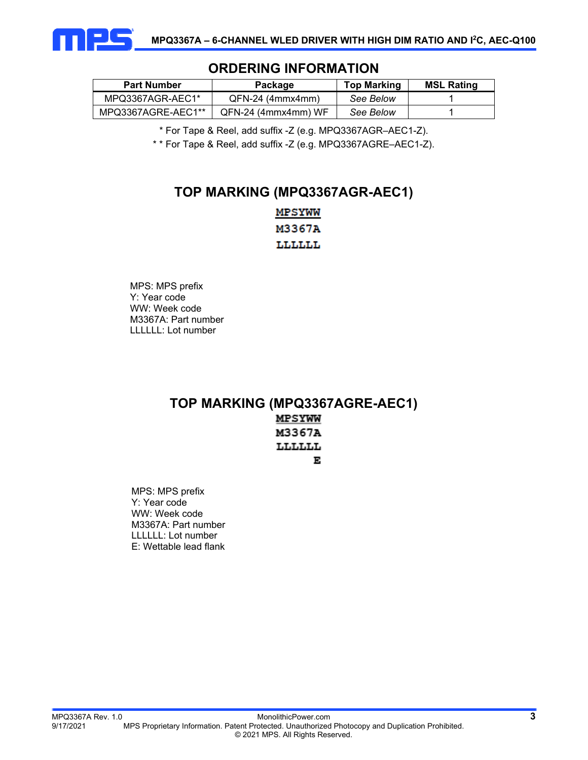## ORDERING INFORMATION

| Part Number | Package | Top Marking | MSL Rating |
|---|---|---|---|
| MPQ3367AGR-AEC1* | QFN-24 (4mmx4mm) | *See Below* | 1 |
| MPQ3367AGRE-AEC1** | QFN-24 (4mmx4mm) WF | *See Below* | 1 |

\* For Tape & Reel, add suffix -Z (e.g. MPQ3367AGR–AEC1-Z).

\* \* For Tape & Reel, add suffix -Z (e.g. MPQ3367AGRE–AEC1-Z).

## TOP MARKING (MPQ3367AGR-AEC1)

```
MPSYWW
M3367A
LLLLLL
```

MPS: MPS prefix
Y: Year code
WW: Week code
M3367A: Part number
LLLLLL: Lot number

## TOP MARKING (MPQ3367AGRE-AEC1)

```
MPSYWW
M3367A
LLLLLL
     E
```

MPS: MPS prefix
Y: Year code
WW: Week code
M3367A: Part number
LLLLLL: Lot number
E: Wettable lead flank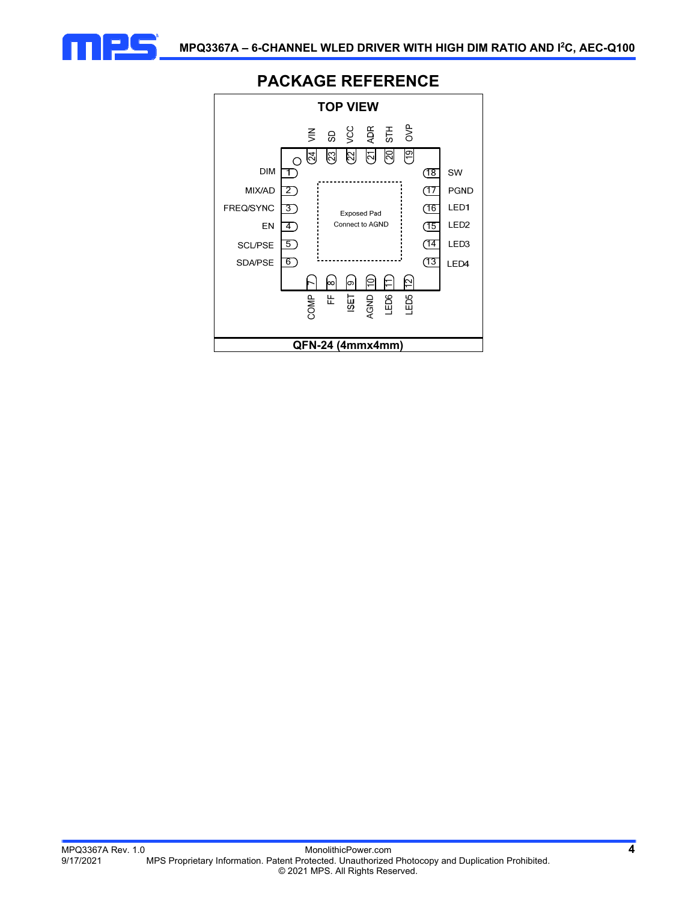## PACKAGE REFERENCE

**TOP VIEW**

| Pin | Name |
|---|---|
| 1 | DIM |
| 2 | MIX/AD |
| 3 | FREQ/SYNC |
| 4 | EN |
| 5 | SCL/PSE |
| 6 | SDA/PSE |
| 7 | COMP |
| 8 | FF |
| 9 | ISET |
| 10 | AGND |
| 11 | LED6 |
| 12 | LED5 |
| 13 | LED4 |
| 14 | LED3 |
| 15 | LED2 |
| 16 | LED1 |
| 17 | PGND |
| 18 | SW |
| 19 | OVP |
| 20 | STH |
| 21 | ADR |
| 22 | VCC |
| 23 | SD |
| 24 | VIN |

Exposed Pad
Connect to AGND

**QFN-24 (4mmx4mm)**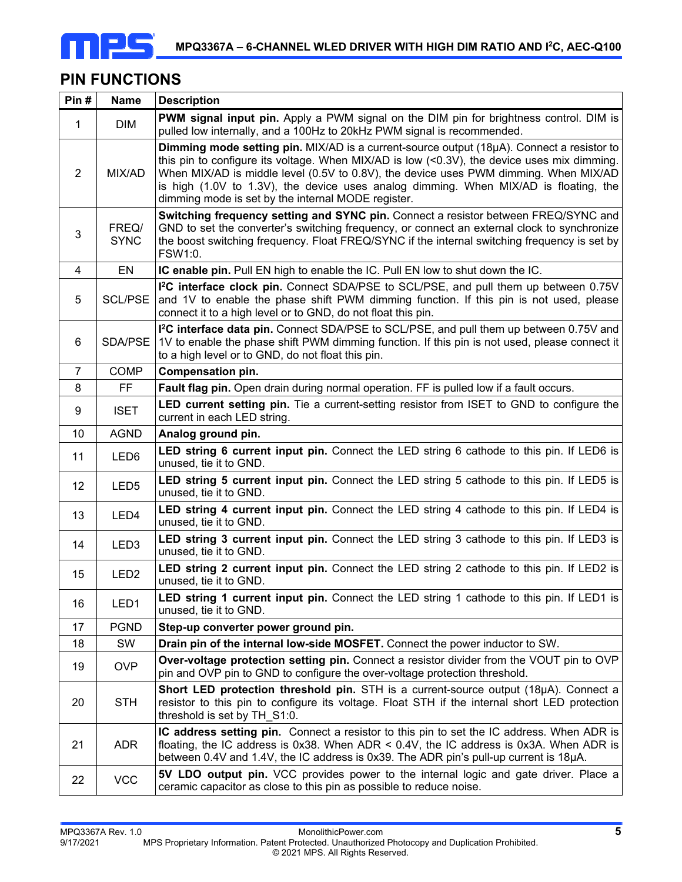## PIN FUNCTIONS

| Pin # | Name | Description |
|---|---|---|
| 1 | DIM | **PWM signal input pin.** Apply a PWM signal on the DIM pin for brightness control. DIM is pulled low internally, and a 100Hz to 20kHz PWM signal is recommended. |
| 2 | MIX/AD | **Dimming mode setting pin.** MIX/AD is a current-source output (18µA). Connect a resistor to this pin to configure its voltage. When MIX/AD is low (<0.3V), the device uses mix dimming. When MIX/AD is middle level (0.5V to 0.8V), the device uses PWM dimming. When MIX/AD is high (1.0V to 1.3V), the device uses analog dimming. When MIX/AD is floating, the dimming mode is set by the internal MODE register. |
| 3 | FREQ/SYNC | **Switching frequency setting and SYNC pin.** Connect a resistor between FREQ/SYNC and GND to set the converter's switching frequency, or connect an external clock to synchronize the boost switching frequency. Float FREQ/SYNC if the internal switching frequency is set by FSW1:0. |
| 4 | EN | **IC enable pin.** Pull EN high to enable the IC. Pull EN low to shut down the IC. |
| 5 | SCL/PSE | **I²C interface clock pin.** Connect SDA/PSE to SCL/PSE, and pull them up between 0.75V and 1V to enable the phase shift PWM dimming function. If this pin is not used, please connect it to a high level or to GND, do not float this pin. |
| 6 | SDA/PSE | **I²C interface data pin.** Connect SDA/PSE to SCL/PSE, and pull them up between 0.75V and 1V to enable the phase shift PWM dimming function. If this pin is not used, please connect it to a high level or to GND, do not float this pin. |
| 7 | COMP | **Compensation pin.** |
| 8 | FF | **Fault flag pin.** Open drain during normal operation. FF is pulled low if a fault occurs. |
| 9 | ISET | **LED current setting pin.** Tie a current-setting resistor from ISET to GND to configure the current in each LED string. |
| 10 | AGND | **Analog ground pin.** |
| 11 | LED6 | **LED string 6 current input pin.** Connect the LED string 6 cathode to this pin. If LED6 is unused, tie it to GND. |
| 12 | LED5 | **LED string 5 current input pin.** Connect the LED string 5 cathode to this pin. If LED5 is unused, tie it to GND. |
| 13 | LED4 | **LED string 4 current input pin.** Connect the LED string 4 cathode to this pin. If LED4 is unused, tie it to GND. |
| 14 | LED3 | **LED string 3 current input pin.** Connect the LED string 3 cathode to this pin. If LED3 is unused, tie it to GND. |
| 15 | LED2 | **LED string 2 current input pin.** Connect the LED string 2 cathode to this pin. If LED2 is unused, tie it to GND. |
| 16 | LED1 | **LED string 1 current input pin.** Connect the LED string 1 cathode to this pin. If LED1 is unused, tie it to GND. |
| 17 | PGND | **Step-up converter power ground pin.** |
| 18 | SW | **Drain pin of the internal low-side MOSFET.** Connect the power inductor to SW. |
| 19 | OVP | **Over-voltage protection setting pin.** Connect a resistor divider from the VOUT pin to OVP pin and OVP pin to GND to configure the over-voltage protection threshold. |
| 20 | STH | **Short LED protection threshold pin.** STH is a current-source output (18µA). Connect a resistor to this pin to configure its voltage. Float STH if the internal short LED protection threshold is set by TH_S1:0. |
| 21 | ADR | **IC address setting pin.** Connect a resistor to this pin to set the IC address. When ADR is floating, the IC address is 0x38. When ADR < 0.4V, the IC address is 0x3A. When ADR is between 0.4V and 1.4V, the IC address is 0x39. The ADR pin's pull-up current is 18µA. |
| 22 | VCC | **5V LDO output pin.** VCC provides power to the internal logic and gate driver. Place a ceramic capacitor as close to this pin as possible to reduce noise. |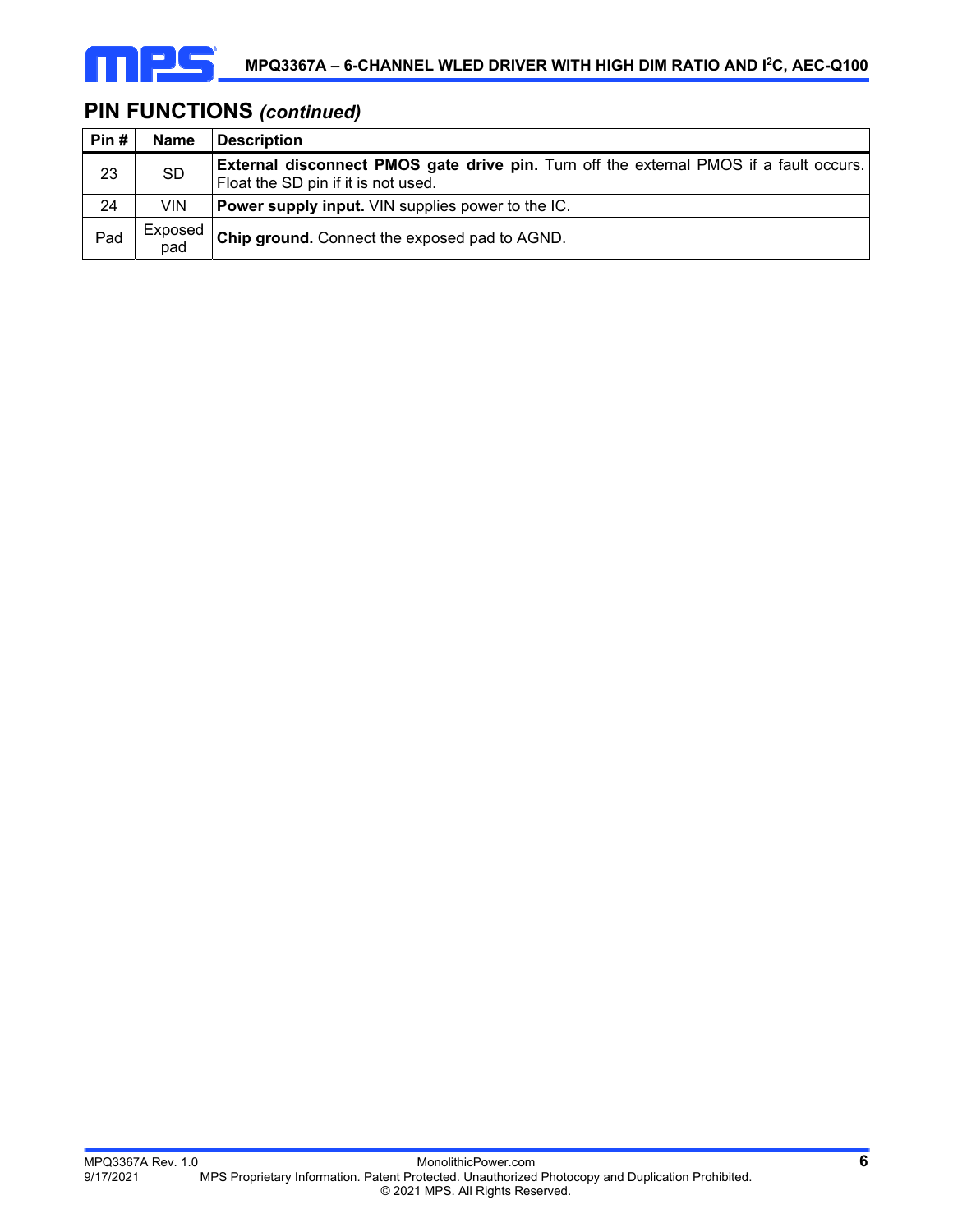## PIN FUNCTIONS *(continued)*

| Pin # | Name | Description |
|---|---|---|
| 23 | SD | **External disconnect PMOS gate drive pin.** Turn off the external PMOS if a fault occurs. Float the SD pin if it is not used. |
| 24 | VIN | **Power supply input.** VIN supplies power to the IC. |
| Pad | Exposed pad | **Chip ground.** Connect the exposed pad to AGND. |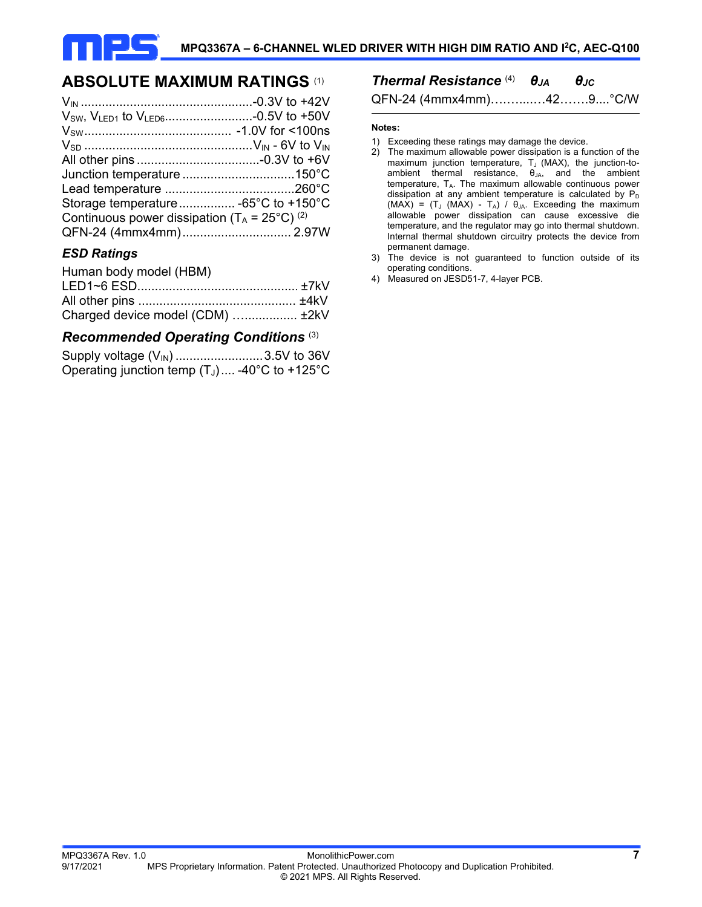## ABSOLUTE MAXIMUM RATINGS [1]

$V_{IN}$ ................................................-0.3V to +42V
$V_{SW}$, $V_{LED1}$ to $V_{LED6}$.........................-0.5V to +50V
$V_{SW}$.......................................... -1.0V for <100ns
$V_{SD}$ ................................................$V_{IN}$ - 6V to $V_{IN}$
All other pins ...................................-0.3V to +6V
Junction temperature ................................150°C
Lead temperature .....................................260°C
Storage temperature ................ -65°C to +150°C
Continuous power dissipation ($T_A$ = 25°C) [2]
QFN-24 (4mmx4mm)............................... 2.97W

### *ESD Ratings*

Human body model (HBM)
LED1~6 ESD............................................. ±7kV
All other pins ............................................ ±4kV
Charged device model (CDM) …............... ±2kV

### *Recommended Operating Conditions* [3]

Supply voltage ($V_{IN}$) .........................3.5V to 36V
Operating junction temp ($T_J$) .... -40°C to +125°C

### *Thermal Resistance* [4]

| | $\theta_{JA}$ | $\theta_{JC}$ | |
|---|---|---|---|
| QFN-24 (4mmx4mm) | 42 | 9 | °C/W |

**Notes:**

1) Exceeding these ratings may damage the device.
2) The maximum allowable power dissipation is a function of the maximum junction temperature, $T_J$ (MAX), the junction-to-ambient thermal resistance, $\theta_{JA}$, and the ambient temperature, $T_A$. The maximum allowable continuous power dissipation at any ambient temperature is calculated by $P_D$ (MAX) = ($T_J$ (MAX) - $T_A$) / $\theta_{JA}$. Exceeding the maximum allowable power dissipation can cause excessive die temperature, and the regulator may go into thermal shutdown. Internal thermal shutdown circuitry protects the device from permanent damage.
3) The device is not guaranteed to function outside of its operating conditions.
4) Measured on JESD51-7, 4-layer PCB.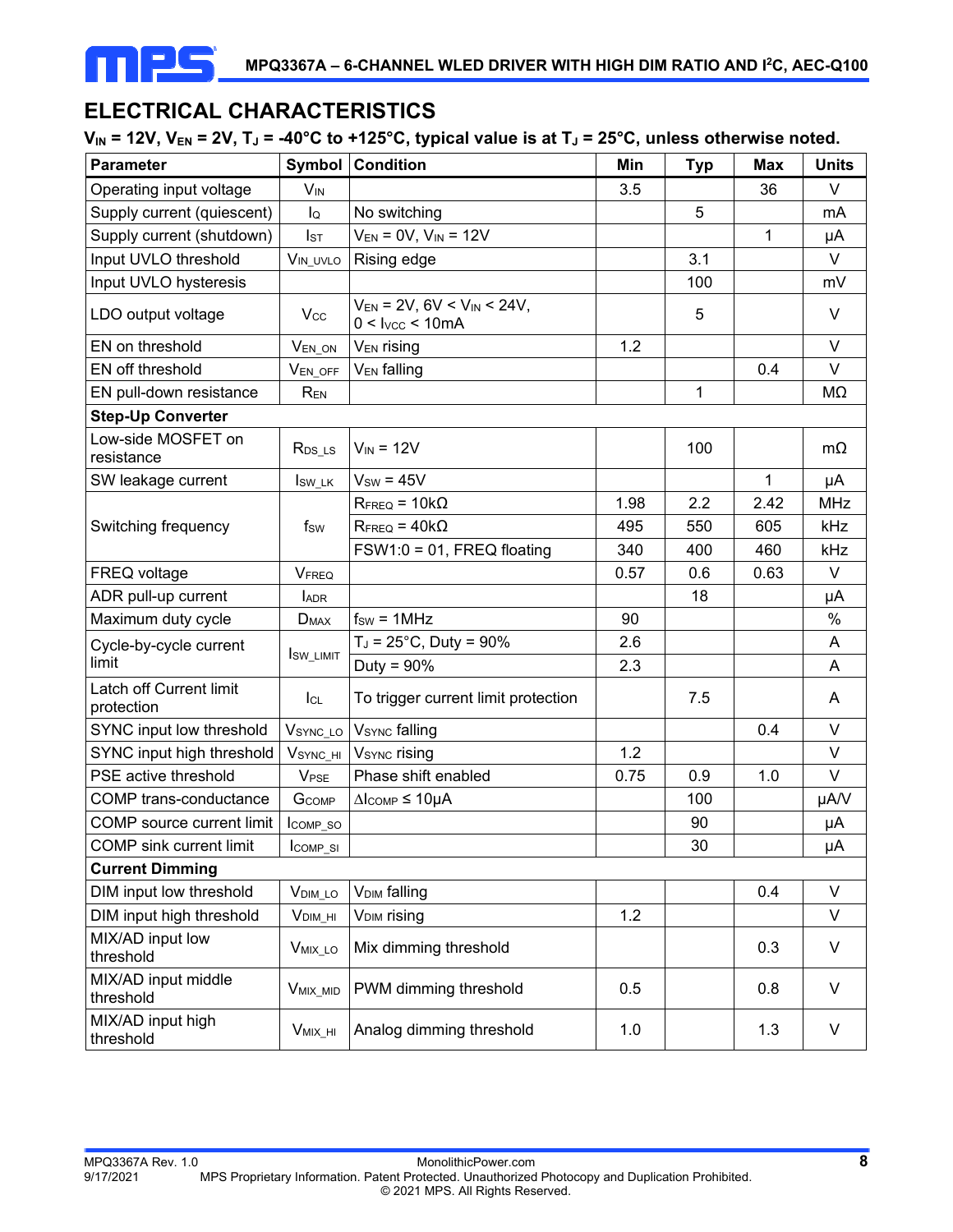## ELECTRICAL CHARACTERISTICS

**$V_{IN}$ = 12V, $V_{EN}$ = 2V, $T_J$ = -40°C to +125°C, typical value is at $T_J$ = 25°C, unless otherwise noted.**

| Parameter | Symbol | Condition | Min | Typ | Max | Units |
|---|---|---|---|---|---|---|
| Operating input voltage | $V_{IN}$ | | 3.5 | | 36 | V |
| Supply current (quiescent) | $I_Q$ | No switching | | 5 | | mA |
| Supply current (shutdown) | $I_{ST}$ | $V_{EN}$ = 0V, $V_{IN}$ = 12V | | | 1 | μA |
| Input UVLO threshold | $V_{IN\_UVLO}$ | Rising edge | | 3.1 | | V |
| Input UVLO hysteresis | | | | 100 | | mV |
| LDO output voltage | $V_{CC}$ | $V_{EN}$ = 2V, 6V < $V_{IN}$ < 24V, 0 < $I_{VCC}$ < 10mA | | 5 | | V |
| EN on threshold | $V_{EN\_ON}$ | $V_{EN}$ rising | 1.2 | | | V |
| EN off threshold | $V_{EN\_OFF}$ | $V_{EN}$ falling | | | 0.4 | V |
| EN pull-down resistance | $R_{EN}$ | | | 1 | | MΩ |
| **Step-Up Converter** | | | | | | |
| Low-side MOSFET on resistance | $R_{DS\_LS}$ | $V_{IN}$ = 12V | | 100 | | mΩ |
| SW leakage current | $I_{SW\_LK}$ | $V_{SW}$ = 45V | | | 1 | μA |
| Switching frequency | $f_{SW}$ | $R_{FREQ}$ = 10kΩ | 1.98 | 2.2 | 2.42 | MHz |
| | | $R_{FREQ}$ = 40kΩ | 495 | 550 | 605 | kHz |
| | | FSW1:0 = 01, FREQ floating | 340 | 400 | 460 | kHz |
| FREQ voltage | $V_{FREQ}$ | | 0.57 | 0.6 | 0.63 | V |
| ADR pull-up current | $I_{ADR}$ | | | 18 | | μA |
| Maximum duty cycle | $D_{MAX}$ | $f_{SW}$ = 1MHz | 90 | | | % |
| Cycle-by-cycle current limit | $I_{SW\_LIMIT}$ | $T_J$ = 25°C, Duty = 90% | 2.6 | | | A |
| | | Duty = 90% | 2.3 | | | A |
| Latch off Current limit protection | $I_{CL}$ | To trigger current limit protection | | 7.5 | | A |
| SYNC input low threshold | $V_{SYNC\_LO}$ | $V_{SYNC}$ falling | | | 0.4 | V |
| SYNC input high threshold | $V_{SYNC\_HI}$ | $V_{SYNC}$ rising | 1.2 | | | V |
| PSE active threshold | $V_{PSE}$ | Phase shift enabled | 0.75 | 0.9 | 1.0 | V |
| COMP trans-conductance | $G_{COMP}$ | $\Delta I_{COMP} \leq 10\mu A$ | | 100 | | μA/V |
| COMP source current limit | $I_{COMP\_SO}$ | | | 90 | | μA |
| COMP sink current limit | $I_{COMP\_SI}$ | | | 30 | | μA |
| **Current Dimming** | | | | | | |
| DIM input low threshold | $V_{DIM\_LO}$ | $V_{DIM}$ falling | | | 0.4 | V |
| DIM input high threshold | $V_{DIM\_HI}$ | $V_{DIM}$ rising | 1.2 | | | V |
| MIX/AD input low threshold | $V_{MIX\_LO}$ | Mix dimming threshold | | | 0.3 | V |
| MIX/AD input middle threshold | $V_{MIX\_MID}$ | PWM dimming threshold | 0.5 | | 0.8 | V |
| MIX/AD input high threshold | $V_{MIX\_HI}$ | Analog dimming threshold | 1.0 | | 1.3 | V |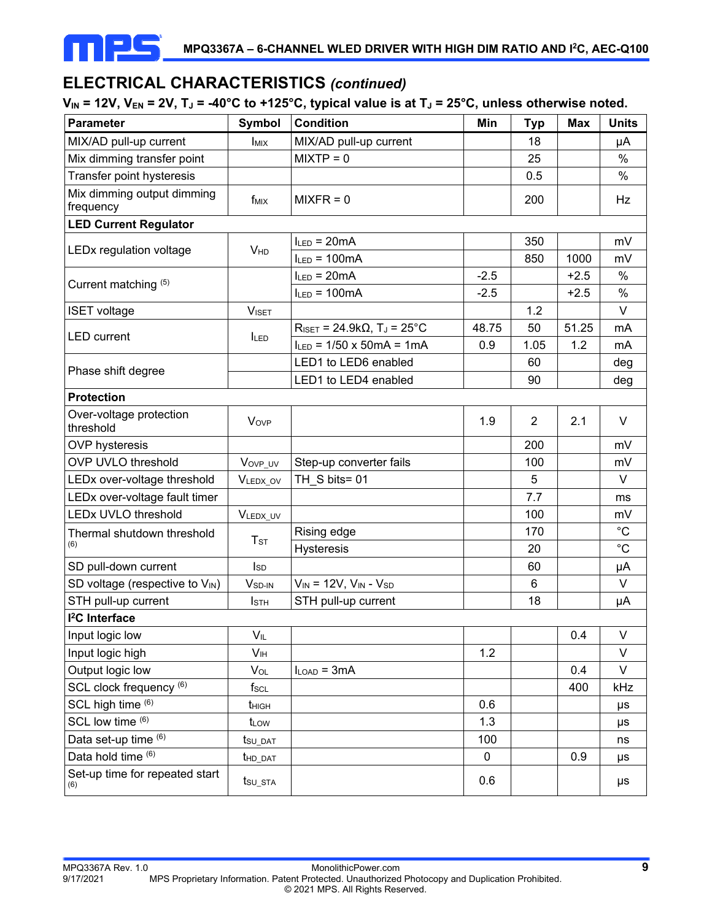## ELECTRICAL CHARACTERISTICS *(continued)*

**$V_{IN}$ = 12V, $V_{EN}$ = 2V, $T_J$ = -40°C to +125°C, typical value is at $T_J$ = 25°C, unless otherwise noted.**

| Parameter | Symbol | Condition | Min | Typ | Max | Units |
|---|---|---|---|---|---|---|
| MIX/AD pull-up current | $I_{MIX}$ | MIX/AD pull-up current | | 18 | | µA |
| Mix dimming transfer point | | MIXTP = 0 | | 25 | | % |
| Transfer point hysteresis | | | | 0.5 | | % |
| Mix dimming output dimming frequency | $f_{MIX}$ | MIXFR = 0 | | 200 | | Hz |
| **LED Current Regulator** | | | | | | |
| LEDx regulation voltage | $V_{HD}$ | $I_{LED}$ = 20mA | | 350 | | mV |
| | | $I_{LED}$ = 100mA | | 850 | 1000 | mV |
| Current matching [5] | | $I_{LED}$ = 20mA | -2.5 | | +2.5 | % |
| | | $I_{LED}$ = 100mA | -2.5 | | +2.5 | % |
| ISET voltage | $V_{ISET}$ | | | 1.2 | | V |
| LED current | $I_{LED}$ | $R_{ISET}$ = 24.9kΩ, $T_J$ = 25°C | 48.75 | 50 | 51.25 | mA |
| | | $I_{LED}$ = 1/50 x 50mA = 1mA | 0.9 | 1.05 | 1.2 | mA |
| Phase shift degree | | LED1 to LED6 enabled | | 60 | | deg |
| | | LED1 to LED4 enabled | | 90 | | deg |
| **Protection** | | | | | | |
| Over-voltage protection threshold | $V_{OVP}$ | | 1.9 | 2 | 2.1 | V |
| OVP hysteresis | | | | 200 | | mV |
| OVP UVLO threshold | $V_{OVP\_UV}$ | Step-up converter fails | | 100 | | mV |
| LEDx over-voltage threshold | $V_{LEDX\_OV}$ | TH_S bits= 01 | | 5 | | V |
| LEDx over-voltage fault timer | | | | 7.7 | | ms |
| LEDx UVLO threshold | $V_{LEDX\_UV}$ | | | 100 | | mV |
| Thermal shutdown threshold [6] | $T_{ST}$ | Rising edge | | 170 | | °C |
| | | Hysteresis | | 20 | | °C |
| SD pull-down current | $I_{SD}$ | | | 60 | | µA |
| SD voltage (respective to $V_{IN}$) | $V_{SD\text{-}IN}$ | $V_{IN}$ = 12V, $V_{IN}$ - $V_{SD}$ | | 6 | | V |
| STH pull-up current | $I_{STH}$ | STH pull-up current | | 18 | | µA |
| **I²C Interface** | | | | | | |
| Input logic low | $V_{IL}$ | | | | 0.4 | V |
| Input logic high | $V_{IH}$ | | 1.2 | | | V |
| Output logic low | $V_{OL}$ | $I_{LOAD}$ = 3mA | | | 0.4 | V |
| SCL clock frequency [6] | $f_{SCL}$ | | | | 400 | kHz |
| SCL high time [6] | $t_{HIGH}$ | | 0.6 | | | µs |
| SCL low time [6] | $t_{LOW}$ | | 1.3 | | | µs |
| Data set-up time [6] | $t_{SU\_DAT}$ | | 100 | | | ns |
| Data hold time [6] | $t_{HD\_DAT}$ | | 0 | | 0.9 | µs |
| Set-up time for repeated start [6] | $t_{SU\_STA}$ | | 0.6 | | | µs |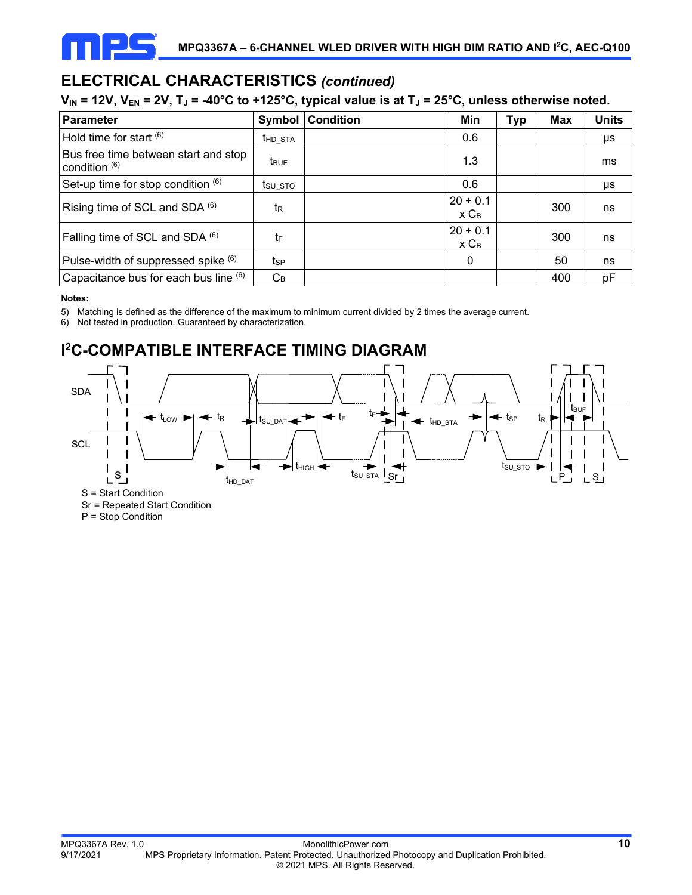## ELECTRICAL CHARACTERISTICS *(continued)*

**$V_{IN}$ = 12V, $V_{EN}$ = 2V, $T_J$ = -40°C to +125°C, typical value is at $T_J$ = 25°C, unless otherwise noted.**

| Parameter | Symbol | Condition | Min | Typ | Max | Units |
|---|---|---|---|---|---|---|
| Hold time for start [(6)] | $t_{HD\_STA}$ | | 0.6 | | | µs |
| Bus free time between start and stop condition [(6)] | $t_{BUF}$ | | 1.3 | | | ms |
| Set-up time for stop condition [(6)] | $t_{SU\_STO}$ | | 0.6 | | | µs |
| Rising time of SCL and SDA [(6)] | $t_R$ | | 20 + 0.1 x $C_B$ | | 300 | ns |
| Falling time of SCL and SDA [(6)] | $t_F$ | | 20 + 0.1 x $C_B$ | | 300 | ns |
| Pulse-width of suppressed spike [(6)] | $t_{SP}$ | | 0 | | 50 | ns |
| Capacitance bus for each bus line [(6)] | $C_B$ | | | | 400 | pF |

**Notes:**

5) Matching is defined as the difference of the maximum to minimum current divided by 2 times the average current.
6) Not tested in production. Guaranteed by characterization.

## I²C-COMPATIBLE INTERFACE TIMING DIAGRAM

S = Start Condition
Sr = Repeated Start Condition
P = Stop Condition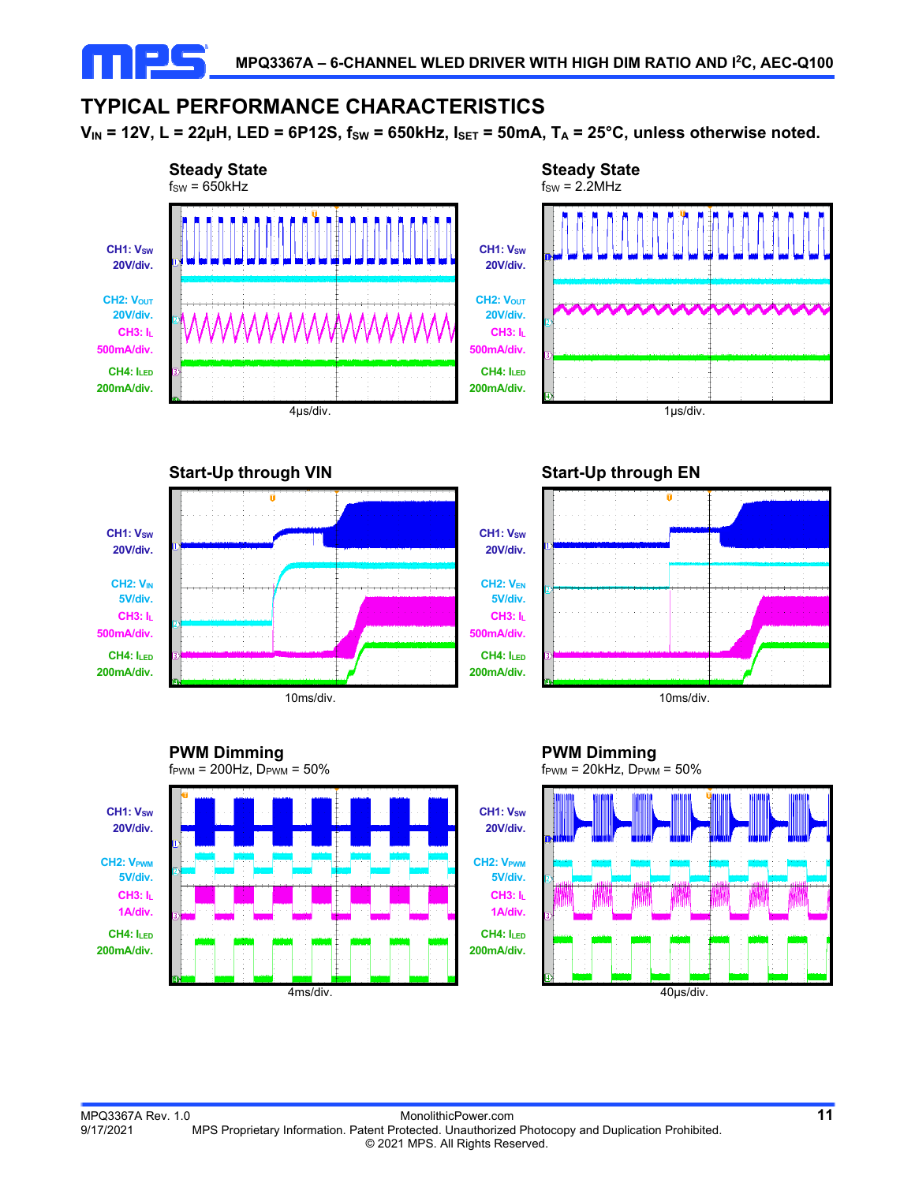## TYPICAL PERFORMANCE CHARACTERISTICS

**$V_{IN}$ = 12V, L = 22µH, LED = 6P12S, $f_{SW}$ = 650kHz, $I_{SET}$ = 50mA, $T_A$ = 25°C, unless otherwise noted.**

**Steady State**

$f_{SW}$ = 650kHz

CH1: $V_{SW}$ 20V/div.
CH2: $V_{OUT}$ 20V/div.
CH3: $I_L$ 500mA/div.
CH4: $I_{LED}$ 200mA/div.

4µs/div.

**Steady State**

$f_{SW}$ = 2.2MHz

CH1: $V_{SW}$ 20V/div.
CH2: $V_{OUT}$ 20V/div.
CH3: $I_L$ 500mA/div.
CH4: $I_{LED}$ 200mA/div.

1µs/div.

**Start-Up through VIN**

CH1: $V_{SW}$ 20V/div.
CH2: $V_{IN}$ 5V/div.
CH3: $I_L$ 500mA/div.
CH4: $I_{LED}$ 200mA/div.

10ms/div.

**Start-Up through EN**

CH1: $V_{SW}$ 20V/div.
CH2: $V_{EN}$ 5V/div.
CH3: $I_L$ 500mA/div.
CH4: $I_{LED}$ 200mA/div.

10ms/div.

**PWM Dimming**

$f_{PWM}$ = 200Hz, $D_{PWM}$ = 50%

CH1: $V_{SW}$ 20V/div.
CH2: $V_{PWM}$ 5V/div.
CH3: $I_L$ 1A/div.
CH4: $I_{LED}$ 200mA/div.

4ms/div.

**PWM Dimming**

$f_{PWM}$ = 20kHz, $D_{PWM}$ = 50%

CH1: $V_{SW}$ 20V/div.
CH2: $V_{PWM}$ 5V/div.
CH3: $I_L$ 1A/div.
CH4: $I_{LED}$ 200mA/div.

40µs/div.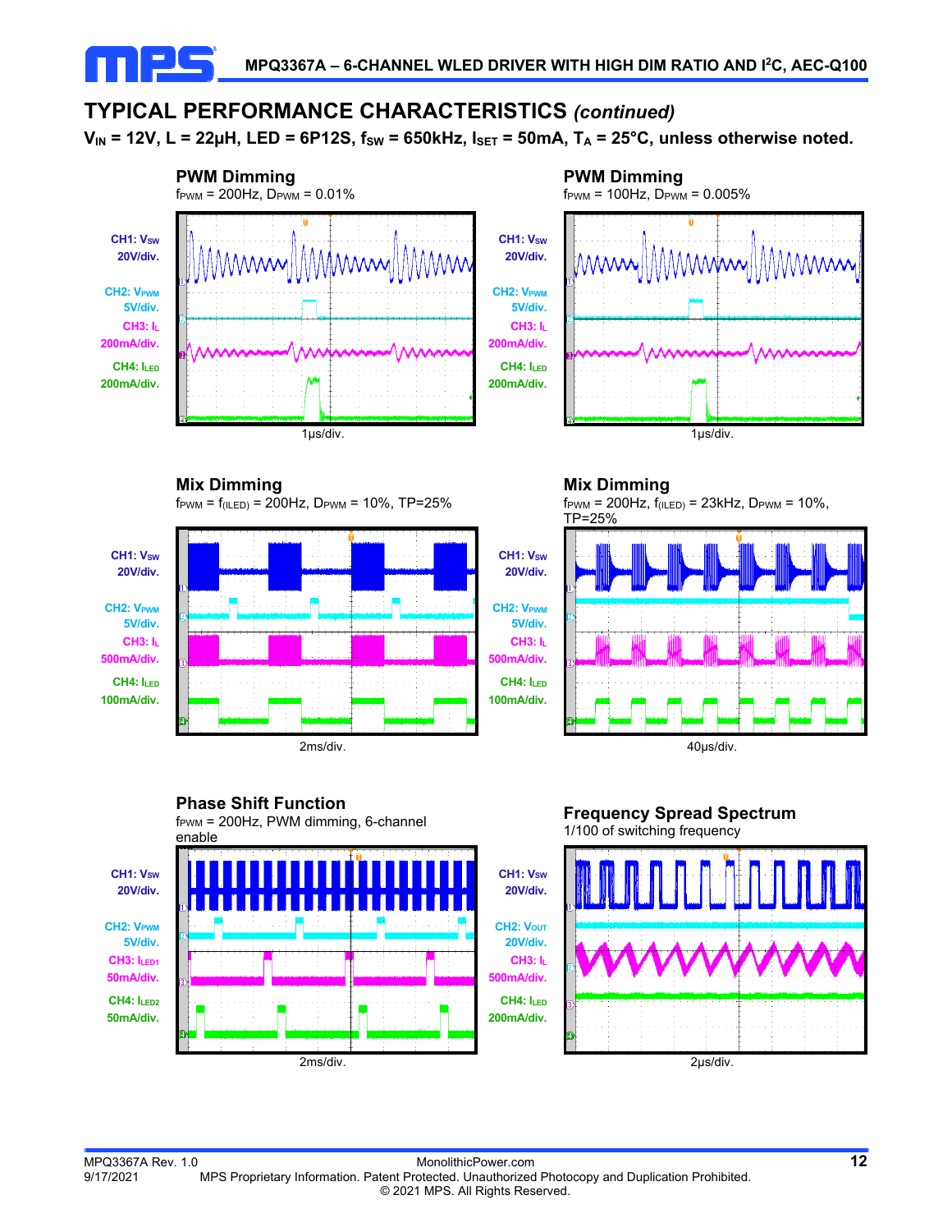## TYPICAL PERFORMANCE CHARACTERISTICS *(continued)*

**$V_{IN}$ = 12V, L = 22µH, LED = 6P12S, $f_{SW}$ = 650kHz, $I_{SET}$ = 50mA, $T_A$ = 25°C, unless otherwise noted.**

**PWM Dimming**
$f_{PWM}$ = 200Hz, $D_{PWM}$ = 0.01%

CH1: $V_{SW}$ 20V/div.
CH2: $V_{PWM}$ 5V/div.
CH3: $I_L$ 200mA/div.
CH4: $I_{LED}$ 200mA/div.
1µs/div.

**PWM Dimming**
$f_{PWM}$ = 100Hz, $D_{PWM}$ = 0.005%

CH1: $V_{SW}$ 20V/div.
CH2: $V_{PWM}$ 5V/div.
CH3: $I_L$ 200mA/div.
CH4: $I_{LED}$ 200mA/div.
1µs/div.

**Mix Dimming**
$f_{PWM}$ = $f_{(ILED)}$ = 200Hz, $D_{PWM}$ = 10%, TP=25%

CH1: $V_{SW}$ 20V/div.
CH2: $V_{PWM}$ 5V/div.
CH3: $I_L$ 500mA/div.
CH4: $I_{LED}$ 100mA/div.
2ms/div.

**Mix Dimming**
$f_{PWM}$ = 200Hz, $f_{(ILED)}$ = 23kHz, $D_{PWM}$ = 10%, TP=25%

CH1: $V_{SW}$ 20V/div.
CH2: $V_{PWM}$ 5V/div.
CH3: $I_L$ 500mA/div.
CH4: $I_{LED}$ 100mA/div.
40µs/div.

**Phase Shift Function**
$f_{PWM}$ = 200Hz, PWM dimming, 6-channel enable

CH1: $V_{SW}$ 20V/div.
CH2: $V_{PWM}$ 5V/div.
CH3: $I_{LED1}$ 50mA/div.
CH4: $I_{LED2}$ 50mA/div.
2ms/div.

**Frequency Spread Spectrum**
1/100 of switching frequency

CH1: $V_{SW}$ 20V/div.
CH2: $V_{OUT}$ 20V/div.
CH3: $I_L$ 500mA/div.
CH4: $I_{LED}$ 200mA/div.
2µs/div.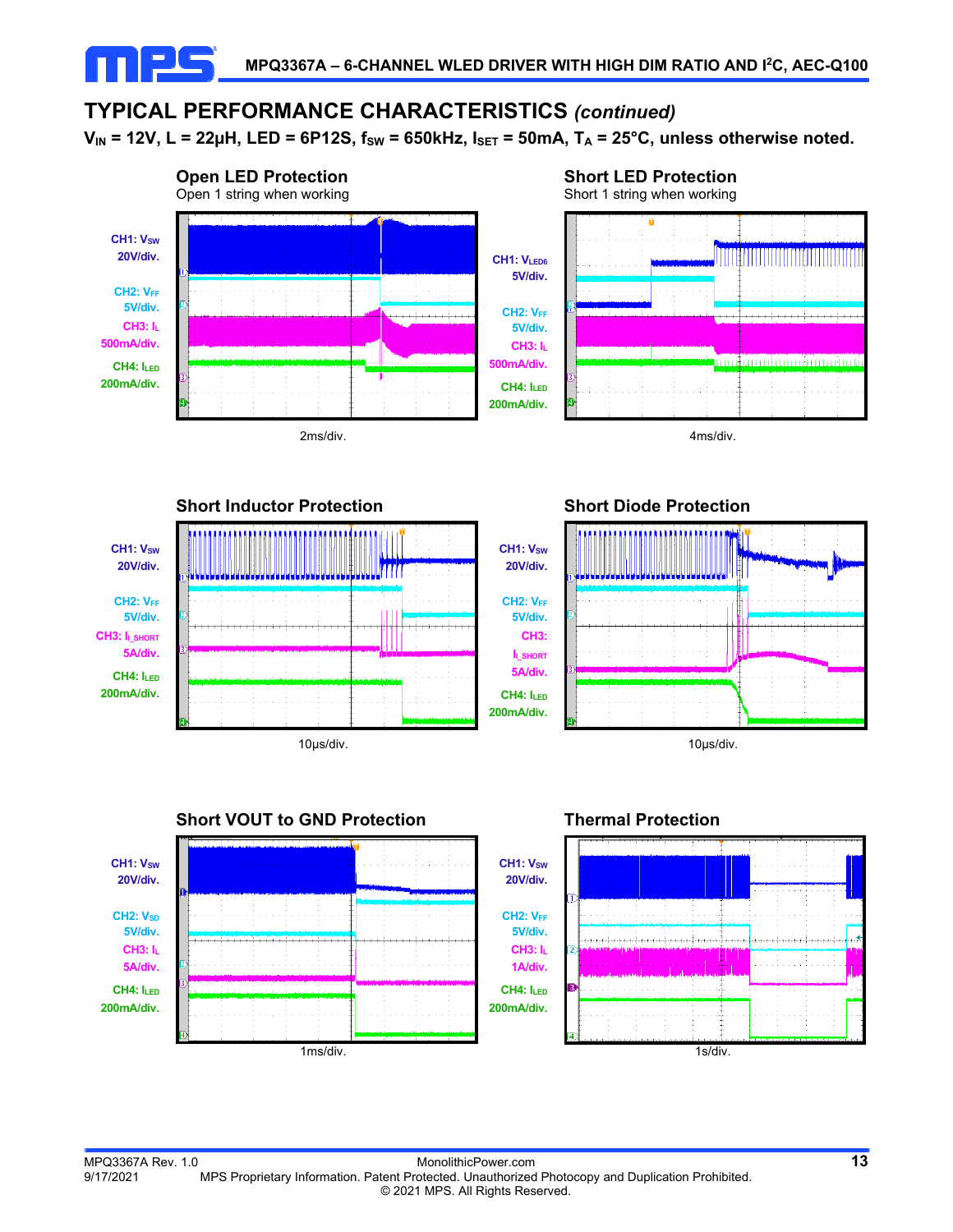## TYPICAL PERFORMANCE CHARACTERISTICS *(continued)*

**$V_{IN}$ = 12V, L = 22µH, LED = 6P12S, $f_{SW}$ = 650kHz, $I_{SET}$ = 50mA, $T_A$ = 25°C, unless otherwise noted.**

**Open LED Protection**
Open 1 string when working

CH1: $V_{SW}$ 20V/div.
CH2: $V_{FF}$ 5V/div.
CH3: $I_L$ 500mA/div.
CH4: $I_{LED}$ 200mA/div.

2ms/div.

**Short LED Protection**
Short 1 string when working

CH1: $V_{LED6}$ 5V/div.
CH2: $V_{FF}$ 5V/div.
CH3: $I_L$ 500mA/div.
CH4: $I_{LED}$ 200mA/div.

4ms/div.

**Short Inductor Protection**

CH1: $V_{SW}$ 20V/div.
CH2: $V_{FF}$ 5V/div.
CH3: $I_{L\_SHORT}$ 5A/div.
CH4: $I_{LED}$ 200mA/div.

10µs/div.

**Short Diode Protection**

CH1: $V_{SW}$ 20V/div.
CH2: $V_{FF}$ 5V/div.
CH3: $I_{L\_SHORT}$ 5A/div.
CH4: $I_{LED}$ 200mA/div.

10µs/div.

**Short VOUT to GND Protection**

CH1: $V_{SW}$ 20V/div.
CH2: $V_{SD}$ 5V/div.
CH3: $I_L$ 5A/div.
CH4: $I_{LED}$ 200mA/div.

1ms/div.

**Thermal Protection**

CH1: $V_{SW}$ 20V/div.
CH2: $V_{FF}$ 5V/div.
CH3: $I_L$ 1A/div.
CH4: $I_{LED}$ 200mA/div.

1s/div.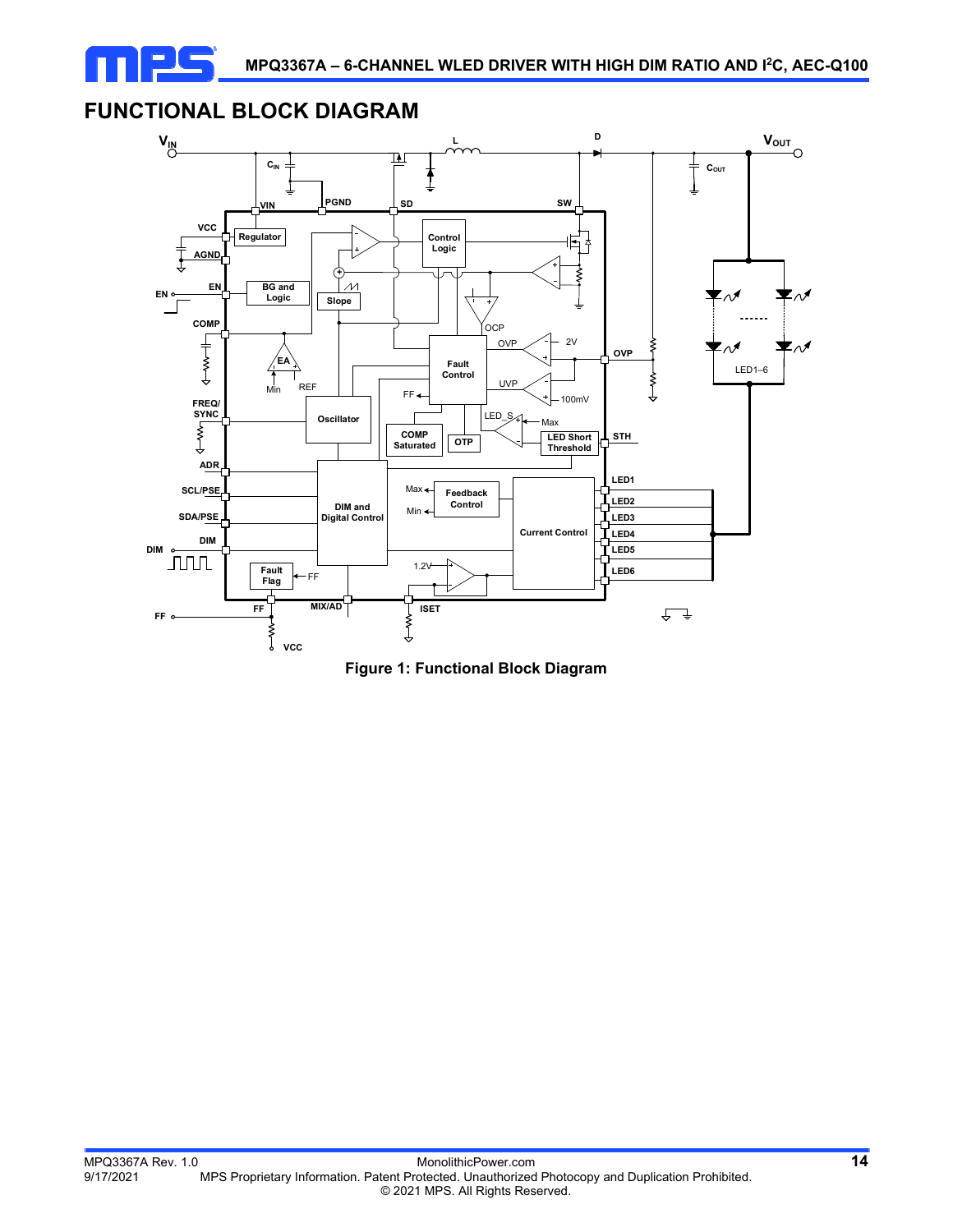# FUNCTIONAL BLOCK DIAGRAM

Figure 1: Functional Block Diagram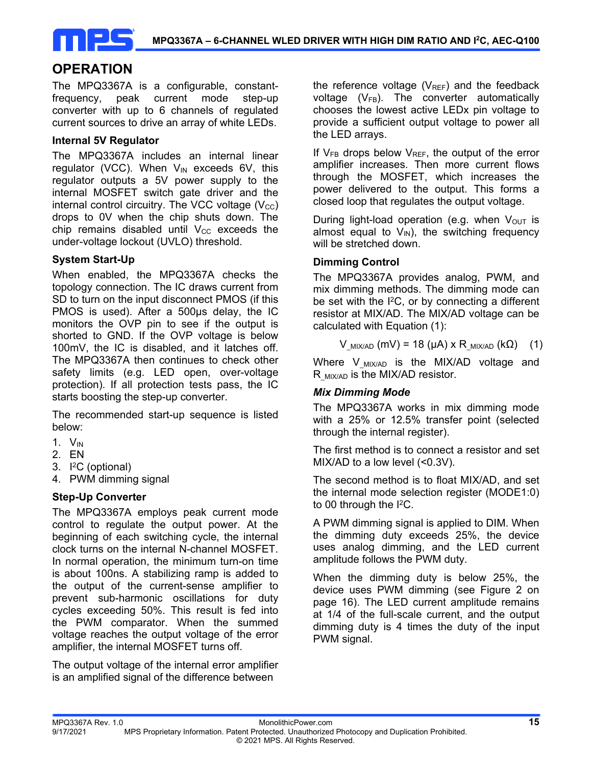## OPERATION

The MPQ3367A is a configurable, constant-frequency, peak current mode step-up converter with up to 6 channels of regulated current sources to drive an array of white LEDs.

### Internal 5V Regulator

The MPQ3367A includes an internal linear regulator (VCC). When $V_{IN}$ exceeds 6V, this regulator outputs a 5V power supply to the internal MOSFET switch gate driver and the internal control circuitry. The VCC voltage ($V_{CC}$) drops to 0V when the chip shuts down. The chip remains disabled until $V_{CC}$ exceeds the under-voltage lockout (UVLO) threshold.

### System Start-Up

When enabled, the MPQ3367A checks the topology connection. The IC draws current from SD to turn on the input disconnect PMOS (if this PMOS is used). After a 500µs delay, the IC monitors the OVP pin to see if the output is shorted to GND. If the OVP voltage is below 100mV, the IC is disabled, and it latches off. The MPQ3367A then continues to check other safety limits (e.g. LED open, over-voltage protection). If all protection tests pass, the IC starts boosting the step-up converter.

The recommended start-up sequence is listed below:

1. $V_{IN}$
2. EN
3. I²C (optional)
4. PWM dimming signal

### Step-Up Converter

The MPQ3367A employs peak current mode control to regulate the output power. At the beginning of each switching cycle, the internal clock turns on the internal N-channel MOSFET. In normal operation, the minimum turn-on time is about 100ns. A stabilizing ramp is added to the output of the current-sense amplifier to prevent sub-harmonic oscillations for duty cycles exceeding 50%. This result is fed into the PWM comparator. When the summed voltage reaches the output voltage of the error amplifier, the internal MOSFET turns off.

The output voltage of the internal error amplifier is an amplified signal of the difference between the reference voltage ($V_{REF}$) and the feedback voltage ($V_{FB}$). The converter automatically chooses the lowest active LEDx pin voltage to provide a sufficient output voltage to power all the LED arrays.

If $V_{FB}$ drops below $V_{REF}$, the output of the error amplifier increases. Then more current flows through the MOSFET, which increases the power delivered to the output. This forms a closed loop that regulates the output voltage.

During light-load operation (e.g. when $V_{OUT}$ is almost equal to $V_{IN}$), the switching frequency will be stretched down.

### Dimming Control

The MPQ3367A provides analog, PWM, and mix dimming methods. The dimming mode can be set with the I²C, or by connecting a different resistor at MIX/AD. The MIX/AD voltage can be calculated with Equation (1):

$$V_{\_MIX/AD}\ (mV) = 18\ (\mu A) \times R_{\_MIX/AD}\ (k\Omega) \quad (1)$$

Where $V_{\_MIX/AD}$ is the MIX/AD voltage and $R_{\_MIX/AD}$ is the MIX/AD resistor.

#### *Mix Dimming Mode*

The MPQ3367A works in mix dimming mode with a 25% or 12.5% transfer point (selected through the internal register).

The first method is to connect a resistor and set MIX/AD to a low level (<0.3V).

The second method is to float MIX/AD, and set the internal mode selection register (MODE1:0) to 00 through the I²C.

A PWM dimming signal is applied to DIM. When the dimming duty exceeds 25%, the device uses analog dimming, and the LED current amplitude follows the PWM duty.

When the dimming duty is below 25%, the device uses PWM dimming (see Figure 2 on page 16). The LED current amplitude remains at 1/4 of the full-scale current, and the output dimming duty is 4 times the duty of the input PWM signal.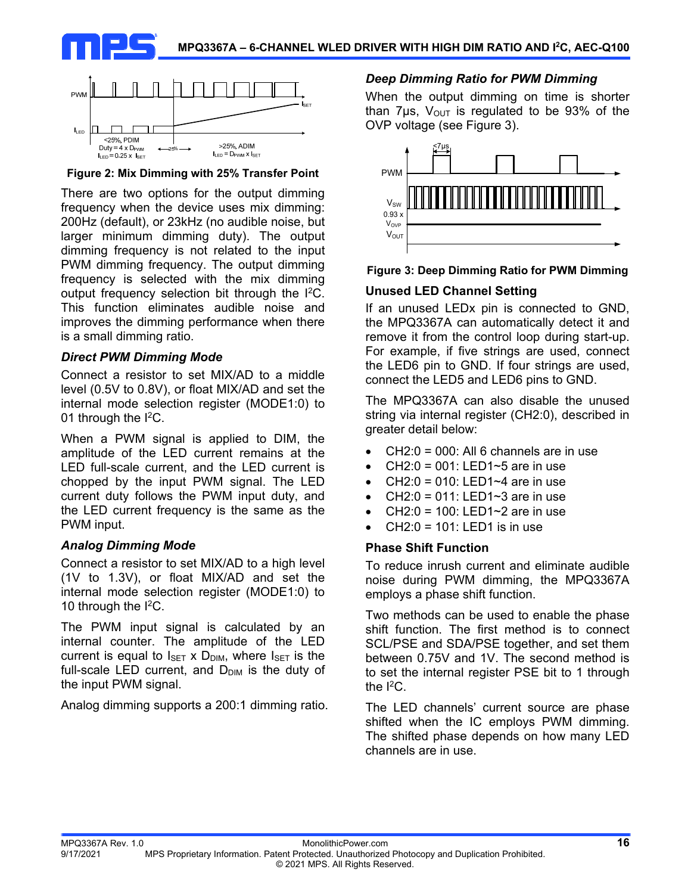Figure 2: Mix Dimming with 25% Transfer Point

There are two options for the output dimming frequency when the device uses mix dimming: 200Hz (default), or 23kHz (no audible noise, but larger minimum dimming duty). The output dimming frequency is not related to the input PWM dimming frequency. The output dimming frequency is selected with the mix dimming output frequency selection bit through the $I^2C$. This function eliminates audible noise and improves the dimming performance when there is a small dimming ratio.

### *Direct PWM Dimming Mode*

Connect a resistor to set MIX/AD to a middle level (0.5V to 0.8V), or float MIX/AD and set the internal mode selection register (MODE1:0) to 01 through the $I^2C$.

When a PWM signal is applied to DIM, the amplitude of the LED current remains at the LED full-scale current, and the LED current is chopped by the input PWM signal. The LED current duty follows the PWM input duty, and the LED current frequency is the same as the PWM input.

### *Analog Dimming Mode*

Connect a resistor to set MIX/AD to a high level (1V to 1.3V), or float MIX/AD and set the internal mode selection register (MODE1:0) to 10 through the $I^2C$.

The PWM input signal is calculated by an internal counter. The amplitude of the LED current is equal to $I_{SET}$ x $D_{DIM}$, where $I_{SET}$ is the full-scale LED current, and $D_{DIM}$ is the duty of the input PWM signal.

Analog dimming supports a 200:1 dimming ratio.

### *Deep Dimming Ratio for PWM Dimming*

When the output dimming on time is shorter than 7µs, $V_{OUT}$ is regulated to be 93% of the OVP voltage (see Figure 3).

Figure 3: Deep Dimming Ratio for PWM Dimming

### Unused LED Channel Setting

If an unused LEDx pin is connected to GND, the MPQ3367A can automatically detect it and remove it from the control loop during start-up. For example, if five strings are used, connect the LED6 pin to GND. If four strings are used, connect the LED5 and LED6 pins to GND.

The MPQ3367A can also disable the unused string via internal register (CH2:0), described in greater detail below:

- CH2:0 = 000: All 6 channels are in use
- CH2:0 = 001: LED1~5 are in use
- CH2:0 = 010: LED1~4 are in use
- CH2:0 = 011: LED1~3 are in use
- CH2:0 = 100: LED1~2 are in use
- CH2:0 = 101: LED1 is in use

### Phase Shift Function

To reduce inrush current and eliminate audible noise during PWM dimming, the MPQ3367A employs a phase shift function.

Two methods can be used to enable the phase shift function. The first method is to connect SCL/PSE and SDA/PSE together, and set them between 0.75V and 1V. The second method is to set the internal register PSE bit to 1 through the $I^2C$.

The LED channels' current source are phase shifted when the IC employs PWM dimming. The shifted phase depends on how many LED channels are in use.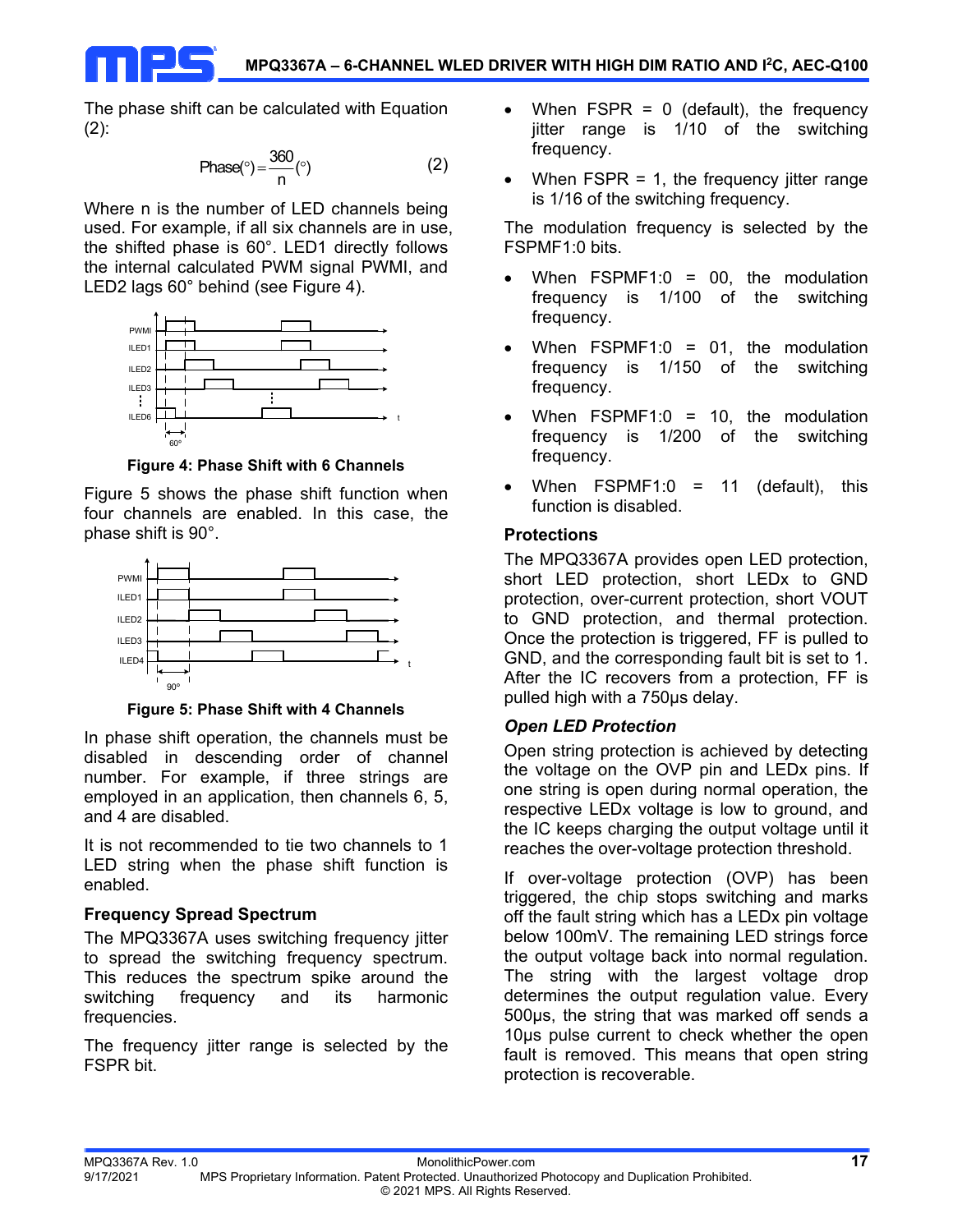The phase shift can be calculated with Equation (2):

$$\text{Phase}(^\circ) = \frac{360}{n}(^\circ) \tag{2}$$

Where n is the number of LED channels being used. For example, if all six channels are in use, the shifted phase is 60°. LED1 directly follows the internal calculated PWM signal PWMI, and LED2 lags 60° behind (see Figure 4).

**Figure 4: Phase Shift with 6 Channels**

Figure 5 shows the phase shift function when four channels are enabled. In this case, the phase shift is 90°.

**Figure 5: Phase Shift with 4 Channels**

In phase shift operation, the channels must be disabled in descending order of channel number. For example, if three strings are employed in an application, then channels 6, 5, and 4 are disabled.

It is not recommended to tie two channels to 1 LED string when the phase shift function is enabled.

### Frequency Spread Spectrum

The MPQ3367A uses switching frequency jitter to spread the switching frequency spectrum. This reduces the spectrum spike around the switching frequency and its harmonic frequencies.

The frequency jitter range is selected by the FSPR bit.

- When FSPR = 0 (default), the frequency jitter range is 1/10 of the switching frequency.
- When FSPR = 1, the frequency jitter range is 1/16 of the switching frequency.

The modulation frequency is selected by the FSPMF1:0 bits.

- When FSPMF1:0 = 00, the modulation frequency is 1/100 of the switching frequency.
- When FSPMF1:0 = 01, the modulation frequency is 1/150 of the switching frequency.
- When FSPMF1:0 = 10, the modulation frequency is 1/200 of the switching frequency.
- When FSPMF1:0 = 11 (default), this function is disabled.

### Protections

The MPQ3367A provides open LED protection, short LED protection, short LEDx to GND protection, over-current protection, short VOUT to GND protection, and thermal protection. Once the protection is triggered, FF is pulled to GND, and the corresponding fault bit is set to 1. After the IC recovers from a protection, FF is pulled high with a 750µs delay.

#### *Open LED Protection*

Open string protection is achieved by detecting the voltage on the OVP pin and LEDx pins. If one string is open during normal operation, the respective LEDx voltage is low to ground, and the IC keeps charging the output voltage until it reaches the over-voltage protection threshold.

If over-voltage protection (OVP) has been triggered, the chip stops switching and marks off the fault string which has a LEDx pin voltage below 100mV. The remaining LED strings force the output voltage back into normal regulation. The string with the largest voltage drop determines the output regulation value. Every 500µs, the string that was marked off sends a 10µs pulse current to check whether the open fault is removed. This means that open string protection is recoverable.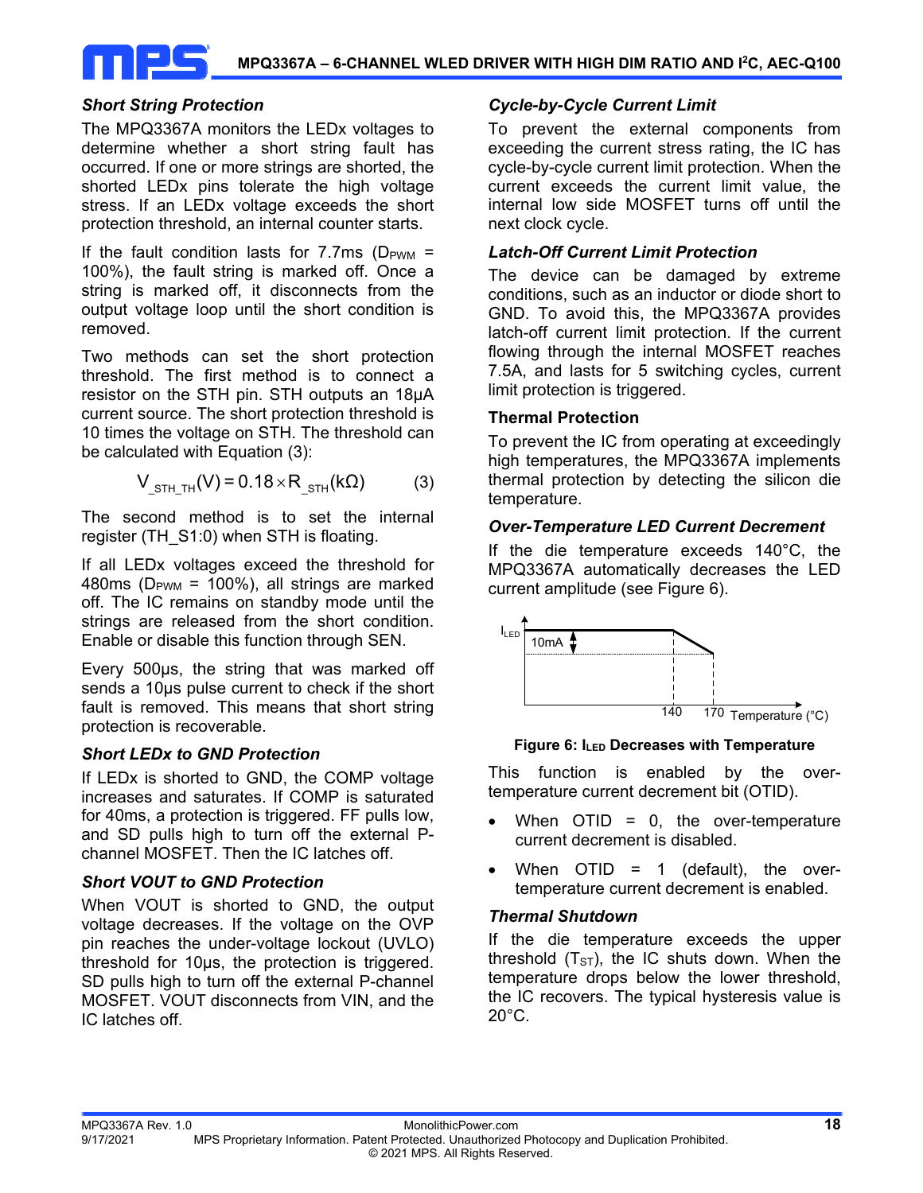### *Short String Protection*

The MPQ3367A monitors the LEDx voltages to determine whether a short string fault has occurred. If one or more strings are shorted, the shorted LEDx pins tolerate the high voltage stress. If an LEDx voltage exceeds the short protection threshold, an internal counter starts.

If the fault condition lasts for 7.7ms ($D_{PWM}$ = 100%), the fault string is marked off. Once a string is marked off, it disconnects from the output voltage loop until the short condition is removed.

Two methods can set the short protection threshold. The first method is to connect a resistor on the STH pin. STH outputs an 18μA current source. The short protection threshold is 10 times the voltage on STH. The threshold can be calculated with Equation (3):

$$V_{\_STH\_TH}(V) = 0.18 \times R_{\_STH}(k\Omega) \qquad (3)$$

The second method is to set the internal register (TH_S1:0) when STH is floating.

If all LEDx voltages exceed the threshold for 480ms ($D_{PWM}$ = 100%), all strings are marked off. The IC remains on standby mode until the strings are released from the short condition. Enable or disable this function through SEN.

Every 500μs, the string that was marked off sends a 10μs pulse current to check if the short fault is removed. This means that short string protection is recoverable.

### *Short LEDx to GND Protection*

If LEDx is shorted to GND, the COMP voltage increases and saturates. If COMP is saturated for 40ms, a protection is triggered. FF pulls low, and SD pulls high to turn off the external P-channel MOSFET. Then the IC latches off.

### *Short VOUT to GND Protection*

When VOUT is shorted to GND, the output voltage decreases. If the voltage on the OVP pin reaches the under-voltage lockout (UVLO) threshold for 10μs, the protection is triggered. SD pulls high to turn off the external P-channel MOSFET. VOUT disconnects from VIN, and the IC latches off.

### *Cycle-by-Cycle Current Limit*

To prevent the external components from exceeding the current stress rating, the IC has cycle-by-cycle current limit protection. When the current exceeds the current limit value, the internal low side MOSFET turns off until the next clock cycle.

### *Latch-Off Current Limit Protection*

The device can be damaged by extreme conditions, such as an inductor or diode short to GND. To avoid this, the MPQ3367A provides latch-off current limit protection. If the current flowing through the internal MOSFET reaches 7.5A, and lasts for 5 switching cycles, current limit protection is triggered.

### **Thermal Protection**

To prevent the IC from operating at exceedingly high temperatures, the MPQ3367A implements thermal protection by detecting the silicon die temperature.

### *Over-Temperature LED Current Decrement*

If the die temperature exceeds 140°C, the MPQ3367A automatically decreases the LED current amplitude (see Figure 6).

**Figure 6: $I_{LED}$ Decreases with Temperature**

This function is enabled by the over-temperature current decrement bit (OTID).

- When OTID = 0, the over-temperature current decrement is disabled.
- When OTID = 1 (default), the over-temperature current decrement is enabled.

### *Thermal Shutdown*

If the die temperature exceeds the upper threshold ($T_{ST}$), the IC shuts down. When the temperature drops below the lower threshold, the IC recovers. The typical hysteresis value is 20°C.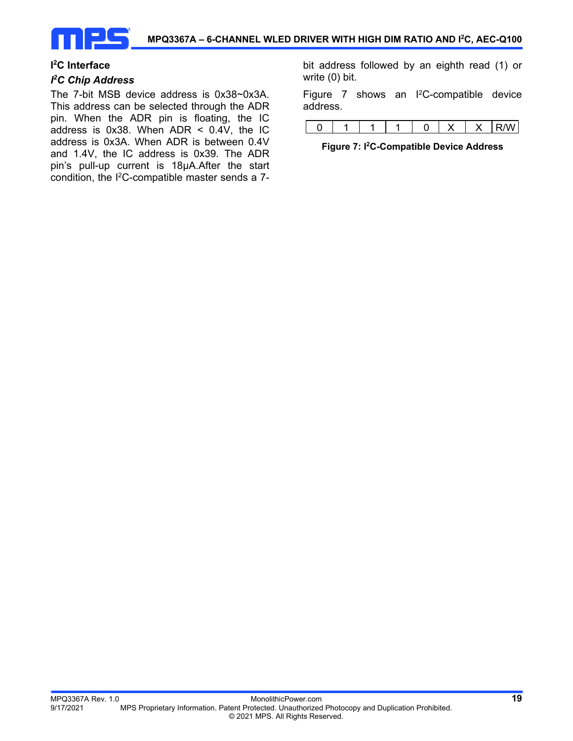## I$^2$C Interface

### *I$^2$C Chip Address*

The 7-bit MSB device address is 0x38~0x3A. This address can be selected through the ADR pin. When the ADR pin is floating, the IC address is 0x38. When ADR < 0.4V, the IC address is 0x3A. When ADR is between 0.4V and 1.4V, the IC address is 0x39. The ADR pin's pull-up current is 18μA.After the start condition, the I$^2$C-compatible master sends a 7-bit address followed by an eighth read (1) or write (0) bit.

Figure 7 shows an I$^2$C-compatible device address.

| 0 | 1 | 1 | 1 | 0 | X | X | R/W |
|---|---|---|---|---|---|---|---|

**Figure 7: I$^2$C-Compatible Device Address**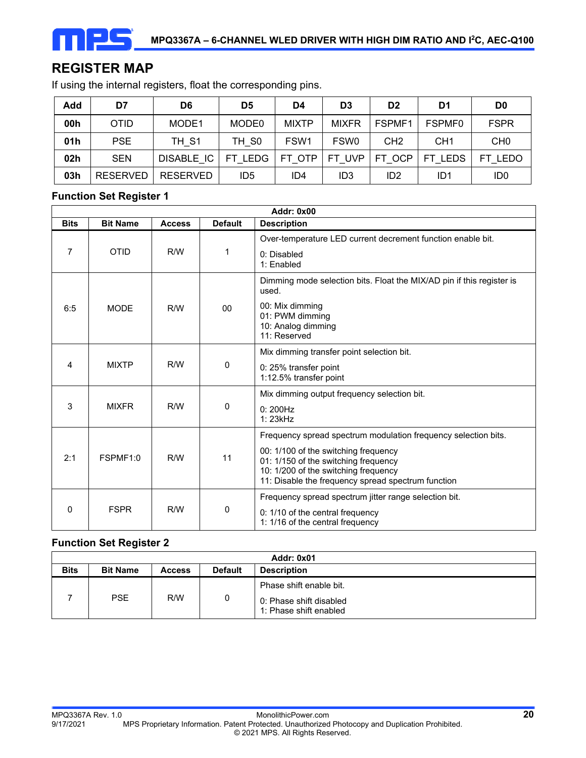## REGISTER MAP

If using the internal registers, float the corresponding pins.

| Add | D7 | D6 | D5 | D4 | D3 | D2 | D1 | D0 |
|---|---|---|---|---|---|---|---|---|
| 00h | OTID | MODE1 | MODE0 | MIXTP | MIXFR | FSPMF1 | FSPMF0 | FSPR |
| 01h | PSE | TH_S1 | TH_S0 | FSW1 | FSW0 | CH2 | CH1 | CH0 |
| 02h | SEN | DISABLE_IC | FT_LEDG | FT_OTP | FT_UVP | FT_OCP | FT_LEDS | FT_LEDO |
| 03h | RESERVED | RESERVED | ID5 | ID4 | ID3 | ID2 | ID1 | ID0 |

### Function Set Register 1

| Addr: 0x00 | | | | |
|---|---|---|---|---|
| **Bits** | **Bit Name** | **Access** | **Default** | **Description** |
| 7 | OTID | R/W | 1 | Over-temperature LED current decrement function enable bit.<br>0: Disabled<br>1: Enabled |
| 6:5 | MODE | R/W | 00 | Dimming mode selection bits. Float the MIX/AD pin if this register is used.<br>00: Mix dimming<br>01: PWM dimming<br>10: Analog dimming<br>11: Reserved |
| 4 | MIXTP | R/W | 0 | Mix dimming transfer point selection bit.<br>0: 25% transfer point<br>1:12.5% transfer point |
| 3 | MIXFR | R/W | 0 | Mix dimming output frequency selection bit.<br>0: 200Hz<br>1: 23kHz |
| 2:1 | FSPMF1:0 | R/W | 11 | Frequency spread spectrum modulation frequency selection bits.<br>00: 1/100 of the switching frequency<br>01: 1/150 of the switching frequency<br>10: 1/200 of the switching frequency<br>11: Disable the frequency spread spectrum function |
| 0 | FSPR | R/W | 0 | Frequency spread spectrum jitter range selection bit.<br>0: 1/10 of the central frequency<br>1: 1/16 of the central frequency |

### Function Set Register 2

| Addr: 0x01 | | | | |
|---|---|---|---|---|
| **Bits** | **Bit Name** | **Access** | **Default** | **Description** |
| 7 | PSE | R/W | 0 | Phase shift enable bit.<br>0: Phase shift disabled<br>1: Phase shift enabled |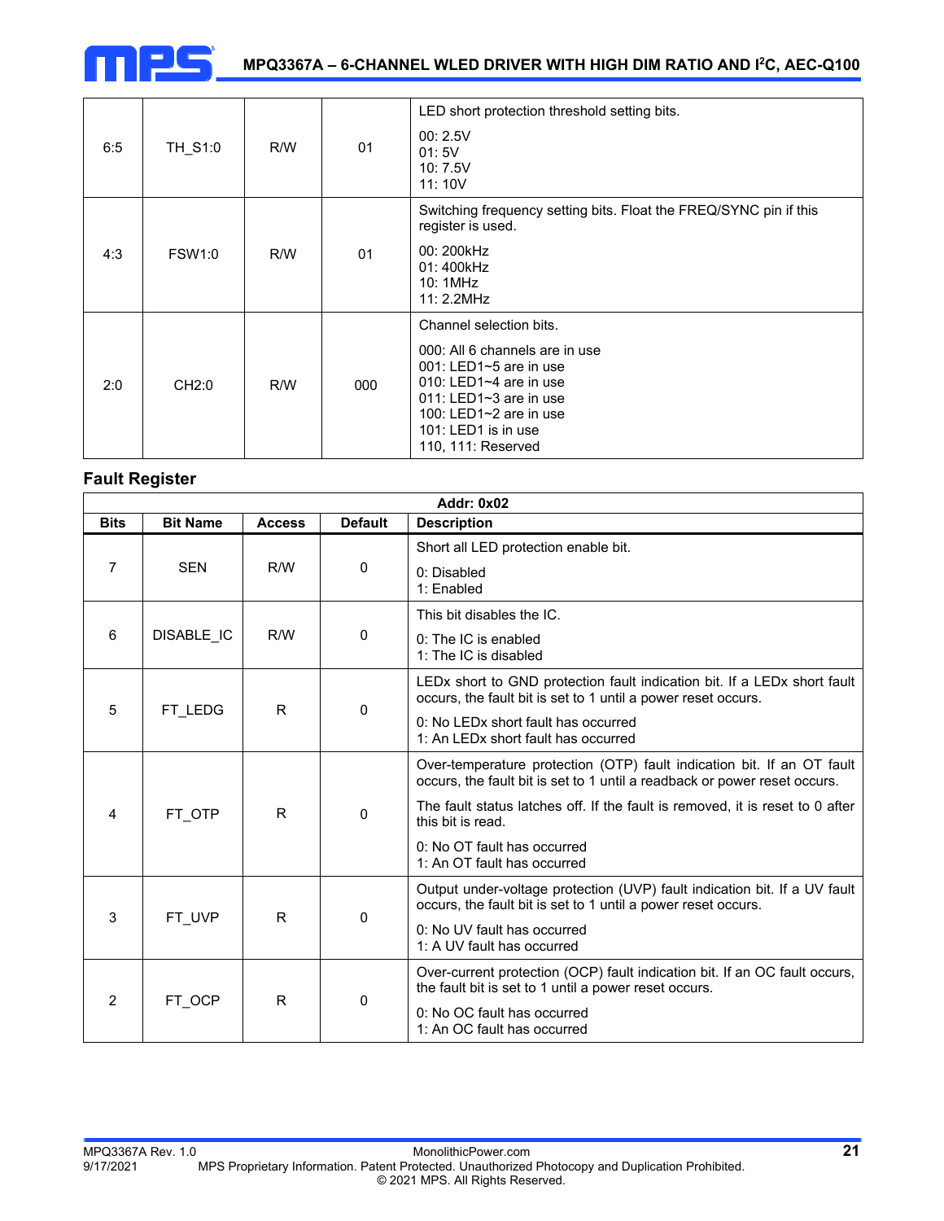| Bits | Bit Name | Access | Default | Description |
|---|---|---|---|---|
| 6:5 | TH_S1:0 | R/W | 01 | LED short protection threshold setting bits.<br><br>00: 2.5V<br>01: 5V<br>10: 7.5V<br>11: 10V |
| 4:3 | FSW1:0 | R/W | 01 | Switching frequency setting bits. Float the FREQ/SYNC pin if this register is used.<br><br>00: 200kHz<br>01: 400kHz<br>10: 1MHz<br>11: 2.2MHz |
| 2:0 | CH2:0 | R/W | 000 | Channel selection bits.<br><br>000: All 6 channels are in use<br>001: LED1~5 are in use<br>010: LED1~4 are in use<br>011: LED1~3 are in use<br>100: LED1~2 are in use<br>101: LED1 is in use<br>110, 111: Reserved |

### Fault Register

| Addr: 0x02 | | | | |
|---|---|---|---|---|
| **Bits** | **Bit Name** | **Access** | **Default** | **Description** |
| 7 | SEN | R/W | 0 | Short all LED protection enable bit.<br><br>0: Disabled<br>1: Enabled |
| 6 | DISABLE_IC | R/W | 0 | This bit disables the IC.<br><br>0: The IC is enabled<br>1: The IC is disabled |
| 5 | FT_LEDG | R | 0 | LEDx short to GND protection fault indication bit. If a LEDx short fault occurs, the fault bit is set to 1 until a power reset occurs.<br><br>0: No LEDx short fault has occurred<br>1: An LEDx short fault has occurred |
| 4 | FT_OTP | R | 0 | Over-temperature protection (OTP) fault indication bit. If an OT fault occurs, the fault bit is set to 1 until a readback or power reset occurs.<br><br>The fault status latches off. If the fault is removed, it is reset to 0 after this bit is read.<br><br>0: No OT fault has occurred<br>1: An OT fault has occurred |
| 3 | FT_UVP | R | 0 | Output under-voltage protection (UVP) fault indication bit. If a UV fault occurs, the fault bit is set to 1 until a power reset occurs.<br><br>0: No UV fault has occurred<br>1: A UV fault has occurred |
| 2 | FT_OCP | R | 0 | Over-current protection (OCP) fault indication bit. If an OC fault occurs, the fault bit is set to 1 until a power reset occurs.<br><br>0: No OC fault has occurred<br>1: An OC fault has occurred |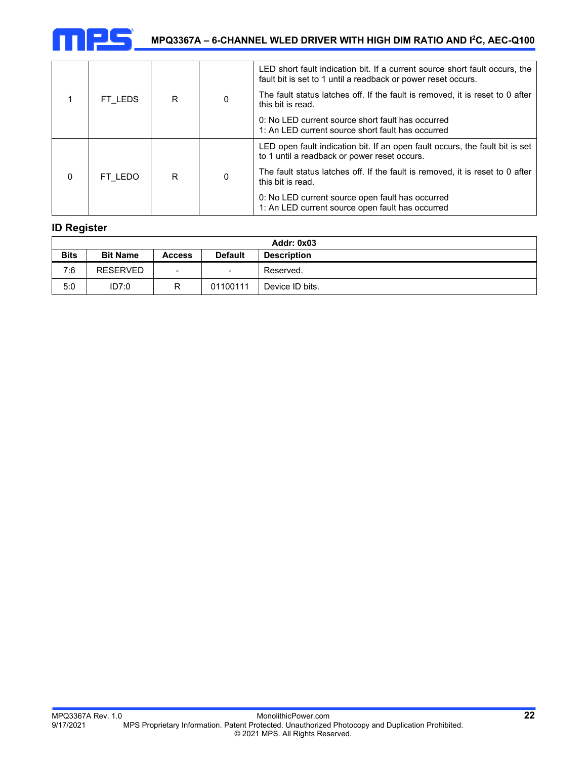| Bits | Bit Name | Access | Default | Description |
|---|---|---|---|---|
| 1 | FT_LEDS | R | 0 | LED short fault indication bit. If a current source short fault occurs, the fault bit is set to 1 until a readback or power reset occurs.<br><br>The fault status latches off. If the fault is removed, it is reset to 0 after this bit is read.<br><br>0: No LED current source short fault has occurred<br>1: An LED current source short fault has occurred |
| 0 | FT_LEDO | R | 0 | LED open fault indication bit. If an open fault occurs, the fault bit is set to 1 until a readback or power reset occurs.<br><br>The fault status latches off. If the fault is removed, it is reset to 0 after this bit is read.<br><br>0: No LED current source open fault has occurred<br>1: An LED current source open fault has occurred |

### ID Register

| Addr: 0x03 | | | | |
|---|---|---|---|---|
| **Bits** | **Bit Name** | **Access** | **Default** | **Description** |
| 7:6 | RESERVED | - | - | Reserved. |
| 5:0 | ID7:0 | R | 01100111 | Device ID bits. |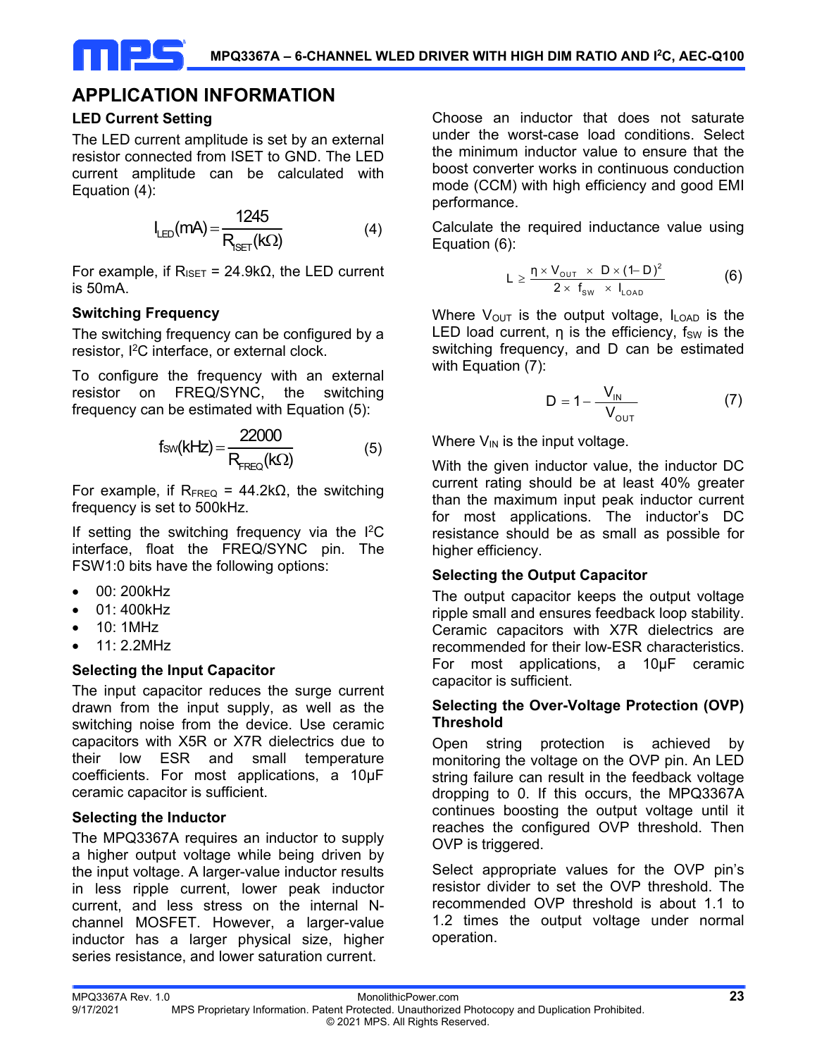## APPLICATION INFORMATION

### LED Current Setting

The LED current amplitude is set by an external resistor connected from ISET to GND. The LED current amplitude can be calculated with Equation (4):

$$I_{LED}(mA) = \frac{1245}{R_{ISET}(k\Omega)} \tag{4}$$

For example, if $R_{ISET}$ = 24.9kΩ, the LED current is 50mA.

### Switching Frequency

The switching frequency can be configured by a resistor, I²C interface, or external clock.

To configure the frequency with an external resistor on FREQ/SYNC, the switching frequency can be estimated with Equation (5):

$$f_{SW}(kHz) = \frac{22000}{R_{FREQ}(k\Omega)} \tag{5}$$

For example, if $R_{FREQ}$ = 44.2kΩ, the switching frequency is set to 500kHz.

If setting the switching frequency via the I²C interface, float the FREQ/SYNC pin. The FSW1:0 bits have the following options:

- 00: 200kHz
- 01: 400kHz
- 10: 1MHz
- 11: 2.2MHz

### Selecting the Input Capacitor

The input capacitor reduces the surge current drawn from the input supply, as well as the switching noise from the device. Use ceramic capacitors with X5R or X7R dielectrics due to their low ESR and small temperature coefficients. For most applications, a 10μF ceramic capacitor is sufficient.

### Selecting the Inductor

The MPQ3367A requires an inductor to supply a higher output voltage while being driven by the input voltage. A larger-value inductor results in less ripple current, lower peak inductor current, and less stress on the internal N-channel MOSFET. However, a larger-value inductor has a larger physical size, higher series resistance, and lower saturation current.

Choose an inductor that does not saturate under the worst-case load conditions. Select the minimum inductor value to ensure that the boost converter works in continuous conduction mode (CCM) with high efficiency and good EMI performance.

Calculate the required inductance value using Equation (6):

$$L \geq \frac{\eta \times V_{OUT} \times D \times (1-D)^2}{2 \times f_{SW} \times I_{LOAD}} \tag{6}$$

Where $V_{OUT}$ is the output voltage, $I_{LOAD}$ is the LED load current, η is the efficiency, $f_{SW}$ is the switching frequency, and D can be estimated with Equation (7):

$$D = 1 - \frac{V_{IN}}{V_{OUT}} \tag{7}$$

Where $V_{IN}$ is the input voltage.

With the given inductor value, the inductor DC current rating should be at least 40% greater than the maximum input peak inductor current for most applications. The inductor's DC resistance should be as small as possible for higher efficiency.

### Selecting the Output Capacitor

The output capacitor keeps the output voltage ripple small and ensures feedback loop stability. Ceramic capacitors with X7R dielectrics are recommended for their low-ESR characteristics. For most applications, a 10μF ceramic capacitor is sufficient.

### Selecting the Over-Voltage Protection (OVP) Threshold

Open string protection is achieved by monitoring the voltage on the OVP pin. An LED string failure can result in the feedback voltage dropping to 0. If this occurs, the MPQ3367A continues boosting the output voltage until it reaches the configured OVP threshold. Then OVP is triggered.

Select appropriate values for the OVP pin's resistor divider to set the OVP threshold. The recommended OVP threshold is about 1.1 to 1.2 times the output voltage under normal operation.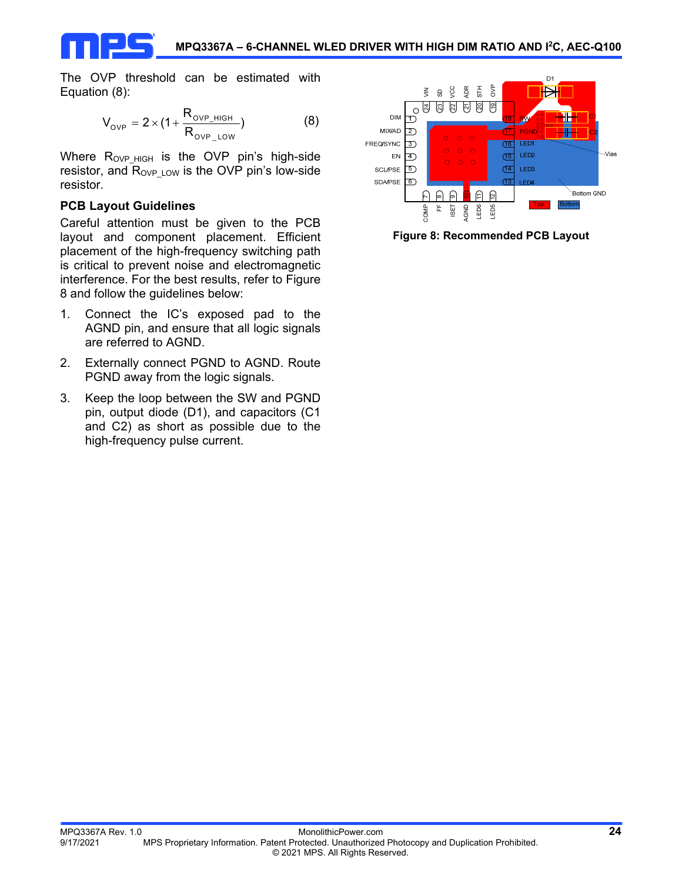The OVP threshold can be estimated with Equation (8):

$$V_{OVP} = 2 \times (1 + \frac{R_{OVP\_HIGH}}{R_{OVP\_LOW}}) \quad (8)$$

Where $R_{OVP\_HIGH}$ is the OVP pin's high-side resistor, and $R_{OVP\_LOW}$ is the OVP pin's low-side resistor.

### PCB Layout Guidelines

Careful attention must be given to the PCB layout and component placement. Efficient placement of the high-frequency switching path is critical to prevent noise and electromagnetic interference. For the best results, refer to Figure 8 and follow the guidelines below:

1. Connect the IC's exposed pad to the AGND pin, and ensure that all logic signals are referred to AGND.
2. Externally connect PGND to AGND. Route PGND away from the logic signals.
3. Keep the loop between the SW and PGND pin, output diode (D1), and capacitors (C1 and C2) as short as possible due to the high-frequency pulse current.

**Figure 8: Recommended PCB Layout**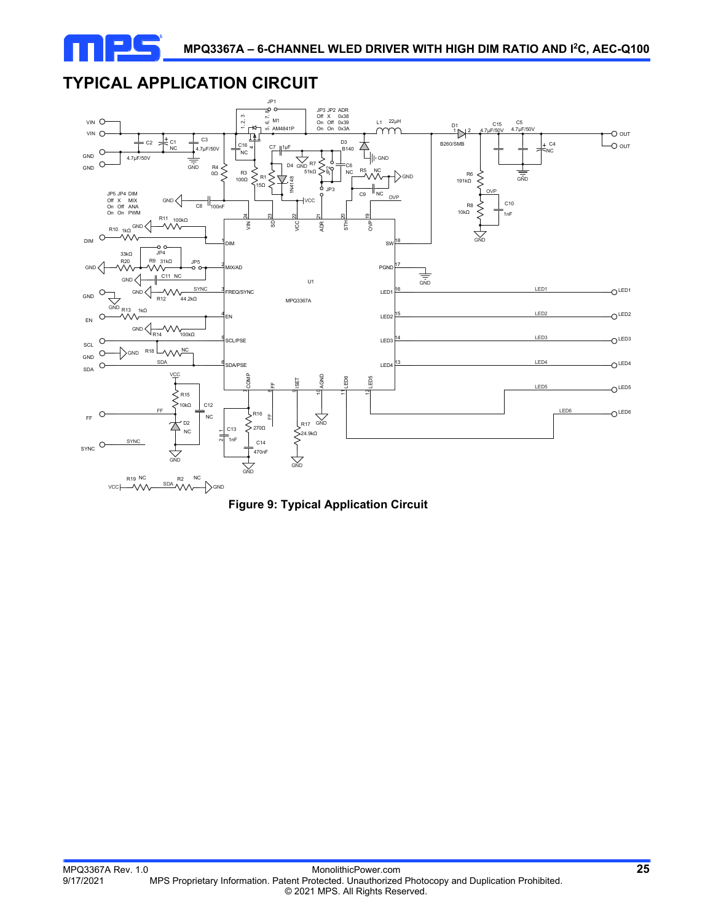## TYPICAL APPLICATION CIRCUIT

**Figure 9: Typical Application Circuit**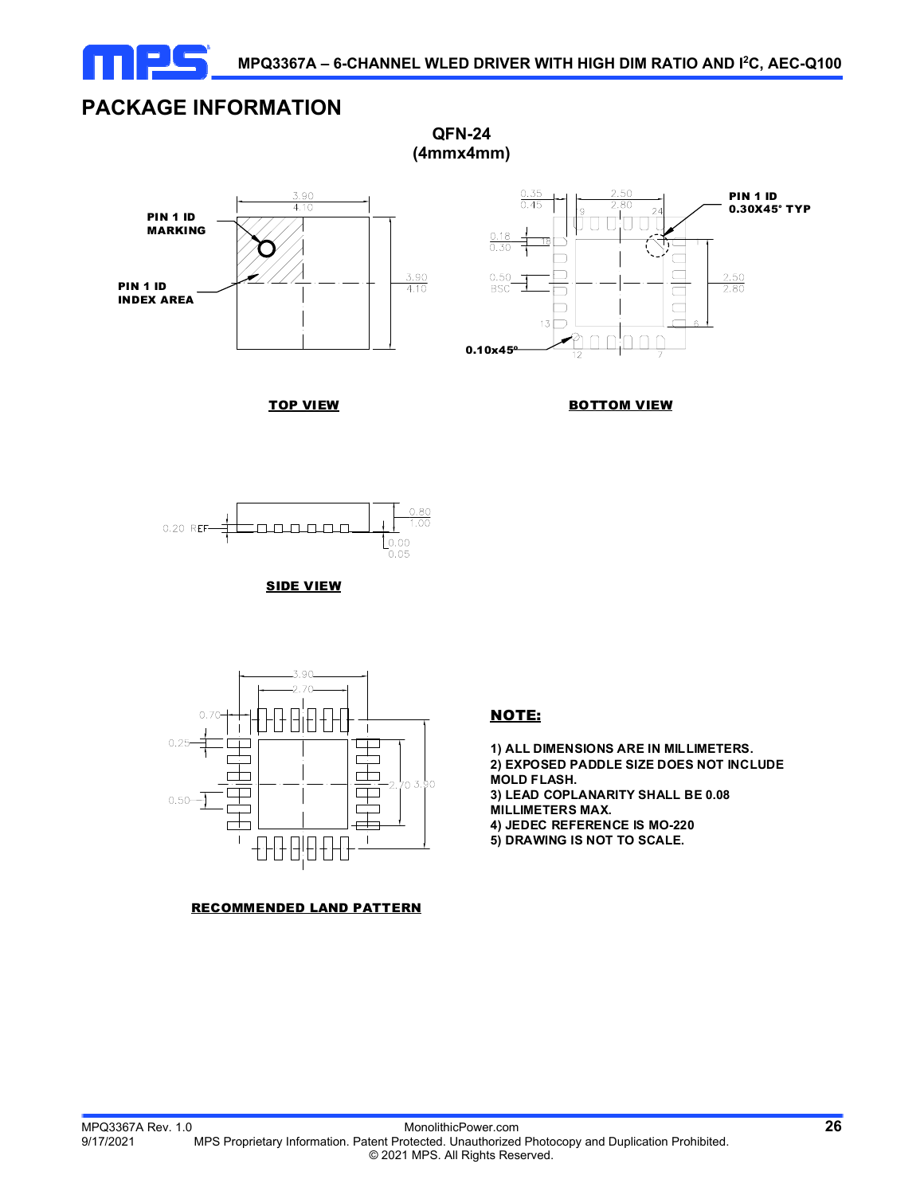## PACKAGE INFORMATION

**QFN-24**
**(4mmx4mm)**

PIN 1 ID MARKING

PIN 1 ID INDEX AREA

3.90
4.10

3.90
4.10

**TOP VIEW**

0.35
0.45

2.50
2.80

PIN 1 ID
0.30X45° TYP

0.18
0.30

0.50
BSC

2.50
2.80

0.10x45º

**BOTTOM VIEW**

0.20 REF

0.80
1.00

0.00
0.05

**SIDE VIEW**

3.90
2.70
0.70
0.25
0.50
2.70
3.90

**RECOMMENDED LAND PATTERN**

**NOTE:**

1) ALL DIMENSIONS ARE IN MILLIMETERS.
2) EXPOSED PADDLE SIZE DOES NOT INCLUDE MOLD FLASH.
3) LEAD COPLANARITY SHALL BE 0.08 MILLIMETERS MAX.
4) JEDEC REFERENCE IS MO-220
5) DRAWING IS NOT TO SCALE.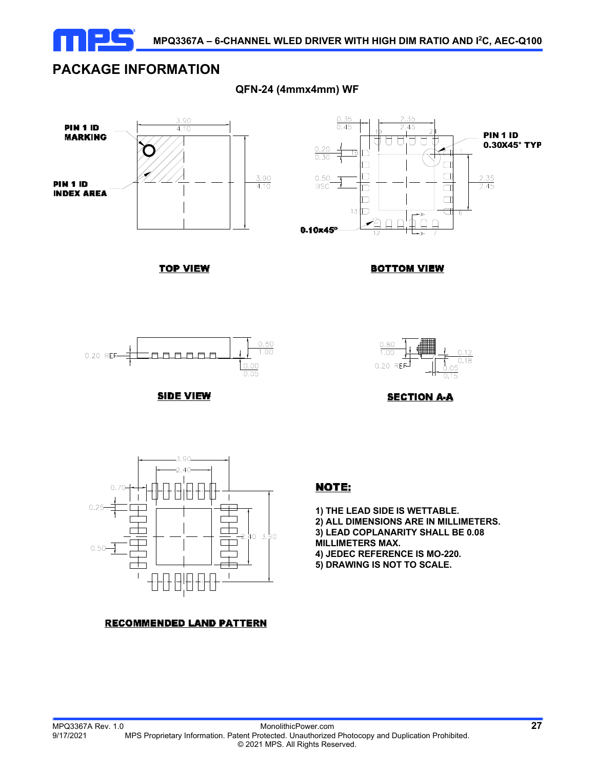## PACKAGE INFORMATION

**QFN-24 (4mmx4mm) WF**

**TOP VIEW**

**BOTTOM VIEW**

**SIDE VIEW**

**SECTION A-A**

**RECOMMENDED LAND PATTERN**

**NOTE:**

1) THE LEAD SIDE IS WETTABLE.
2) ALL DIMENSIONS ARE IN MILLIMETERS.
3) LEAD COPLANARITY SHALL BE 0.08 MILLIMETERS MAX.
4) JEDEC REFERENCE IS MO-220.
5) DRAWING IS NOT TO SCALE.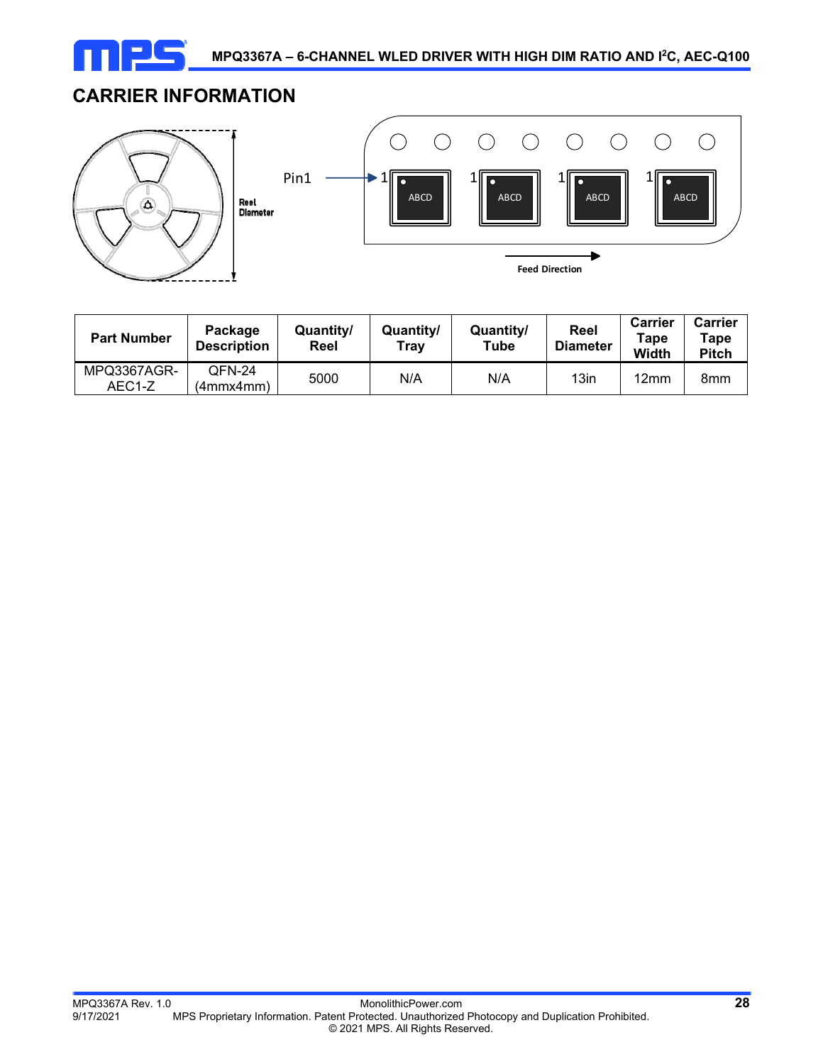## CARRIER INFORMATION

| Part Number | Package Description | Quantity/ Reel | Quantity/ Tray | Quantity/ Tube | Reel Diameter | Carrier Tape Width | Carrier Tape Pitch |
|---|---|---|---|---|---|---|---|
| MPQ3367AGR-AEC1-Z | QFN-24 (4mmx4mm) | 5000 | N/A | N/A | 13in | 12mm | 8mm |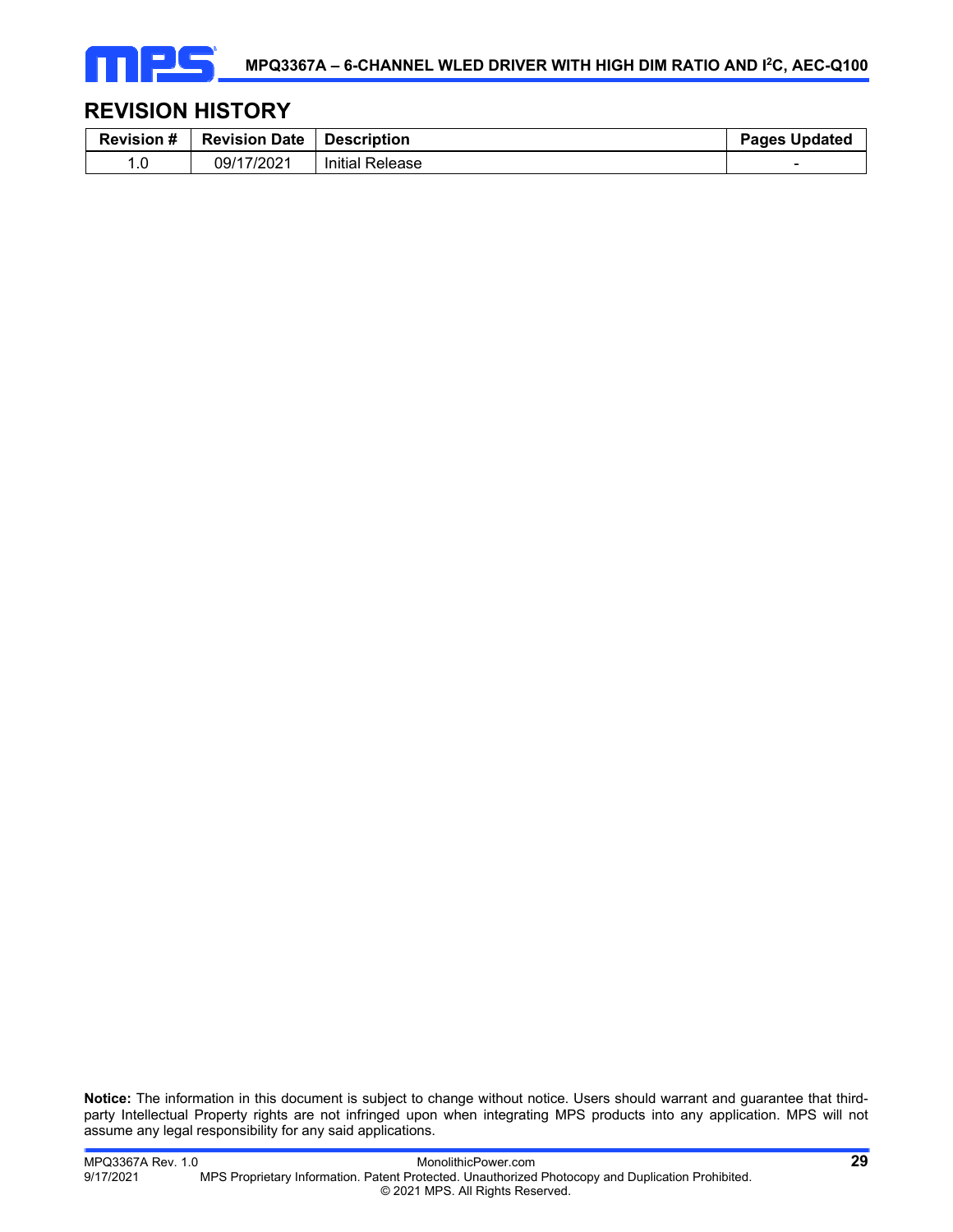## REVISION HISTORY

| Revision # | Revision Date | Description | Pages Updated |
|---|---|---|---|
| 1.0 | 09/17/2021 | Initial Release | - |

**Notice:** The information in this document is subject to change without notice. Users should warrant and guarantee that third-party Intellectual Property rights are not infringed upon when integrating MPS products into any application. MPS will not assume any legal responsibility for any said applications.